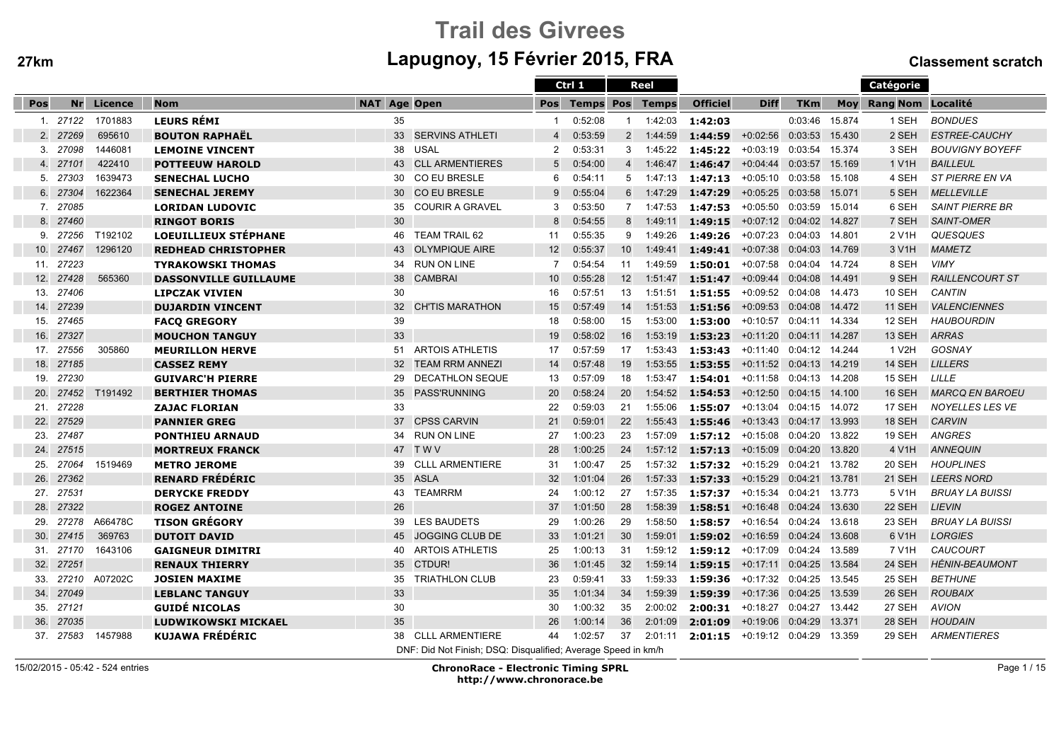# Trail des Givrees

## Lapugnoy, 15 Février 2015, FRA

27km

Classement scratch

| Pos | Nr | Licence | Nom | NAT | Age | Open | Ctrl 1 Pos | Ctrl 1 Temps | Reel Pos | Reel Temps | Officiel | Diff | TKm | Moy | Catégorie Rang Nom | Localité |
|---|---|---|---|---|---|---|---|---|---|---|---|---|---|---|---|---|
| 1. | 27122 | 1701883 | **LEURS RÉMI** | | 35 | | 1 | 0:52:08 | 1 | 1:42:03 | **1:42:03** | | 0:03:46 | 15.874 | 1 SEH | *BONDUES* |
| 2. | 27269 | 695610 | **BOUTON RAPHAËL** | | 33 | SERVINS ATHLETI | 4 | 0:53:59 | 2 | 1:44:59 | **1:44:59** | +0:02:56 | 0:03:53 | 15.430 | 2 SEH | *ESTREE-CAUCHY* |
| 3. | 27098 | 1446081 | **LEMOINE VINCENT** | | 38 | USAL | 2 | 0:53:31 | 3 | 1:45:22 | **1:45:22** | +0:03:19 | 0:03:54 | 15.374 | 3 SEH | *BOUVIGNY BOYEFF* |
| 4. | 27101 | 422410 | **POTTEEUW HAROLD** | | 43 | CLL ARMENTIERES | 5 | 0:54:00 | 4 | 1:46:47 | **1:46:47** | +0:04:44 | 0:03:57 | 15.169 | 1 V1H | *BAILLEUL* |
| 5. | 27303 | 1639473 | **SENECHAL LUCHO** | | 30 | CO EU BRESLE | 6 | 0:54:11 | 5 | 1:47:13 | **1:47:13** | +0:05:10 | 0:03:58 | 15.108 | 4 SEH | *ST PIERRE EN VA* |
| 6. | 27304 | 1622364 | **SENECHAL JEREMY** | | 30 | CO EU BRESLE | 9 | 0:55:04 | 6 | 1:47:29 | **1:47:29** | +0:05:25 | 0:03:58 | 15.071 | 5 SEH | *MELLEVILLE* |
| 7. | 27085 | | **LORIDAN LUDOVIC** | | 35 | COURIR A GRAVEL | 3 | 0:53:50 | 7 | 1:47:53 | **1:47:53** | +0:05:50 | 0:03:59 | 15.014 | 6 SEH | *SAINT PIERRE BR* |
| 8. | 27460 | | **RINGOT BORIS** | | 30 | | 8 | 0:54:55 | 8 | 1:49:11 | **1:49:15** | +0:07:12 | 0:04:02 | 14.827 | 7 SEH | *SAINT-OMER* |
| 9. | 27256 | T192102 | **LOEUILLIEUX STÉPHANE** | | 46 | TEAM TRAIL 62 | 11 | 0:55:35 | 9 | 1:49:26 | **1:49:26** | +0:07:23 | 0:04:03 | 14.801 | 2 V1H | *QUESQUES* |
| 10. | 27467 | 1296120 | **REDHEAD CHRISTOPHER** | | 43 | OLYMPIQUE AIRE | 12 | 0:55:37 | 10 | 1:49:41 | **1:49:41** | +0:07:38 | 0:04:03 | 14.769 | 3 V1H | *MAMETZ* |
| 11. | 27223 | | **TYRAKOWSKI THOMAS** | | 34 | RUN ON LINE | 7 | 0:54:54 | 11 | 1:49:59 | **1:50:01** | +0:07:58 | 0:04:04 | 14.724 | 8 SEH | *VIMY* |
| 12. | 27428 | 565360 | **DASSONVILLE GUILLAUME** | | 38 | CAMBRAI | 10 | 0:55:28 | 12 | 1:51:47 | **1:51:47** | +0:09:44 | 0:04:08 | 14.491 | 9 SEH | *RAILLENCOURT ST* |
| 13. | 27406 | | **LIPCZAK VIVIEN** | | 30 | | 16 | 0:57:51 | 13 | 1:51:51 | **1:51:55** | +0:09:52 | 0:04:08 | 14.473 | 10 SEH | *CANTIN* |
| 14. | 27239 | | **DUJARDIN VINCENT** | | 32 | CH'TIS MARATHON | 15 | 0:57:49 | 14 | 1:51:53 | **1:51:56** | +0:09:53 | 0:04:08 | 14.472 | 11 SEH | *VALENCIENNES* |
| 15. | 27465 | | **FACQ GREGORY** | | 39 | | 18 | 0:58:00 | 15 | 1:53:00 | **1:53:00** | +0:10:57 | 0:04:11 | 14.334 | 12 SEH | *HAUBOURDIN* |
| 16. | 27327 | | **MOUCHON TANGUY** | | 33 | | 19 | 0:58:02 | 16 | 1:53:19 | **1:53:23** | +0:11:20 | 0:04:11 | 14.287 | 13 SEH | *ARRAS* |
| 17. | 27556 | 305860 | **MEURILLON HERVE** | | 51 | ARTOIS ATHLETIS | 17 | 0:57:59 | 17 | 1:53:43 | **1:53:43** | +0:11:40 | 0:04:12 | 14.244 | 1 V2H | *GOSNAY* |
| 18. | 27185 | | **CASSEZ REMY** | | 32 | TEAM RRM ANNEZI | 14 | 0:57:48 | 19 | 1:53:55 | **1:53:55** | +0:11:52 | 0:04:13 | 14.219 | 14 SEH | *LILLERS* |
| 19. | 27230 | | **GUIVARC'H PIERRE** | | 29 | DECATHLON SEQUE | 13 | 0:57:09 | 18 | 1:53:47 | **1:54:01** | +0:11:58 | 0:04:13 | 14.208 | 15 SEH | *LILLE* |
| 20. | 27452 | T191492 | **BERTHIER THOMAS** | | 35 | PASS'RUNNING | 20 | 0:58:24 | 20 | 1:54:52 | **1:54:53** | +0:12:50 | 0:04:15 | 14.100 | 16 SEH | *MARCQ EN BAROEU* |
| 21. | 27228 | | **ZAJAC FLORIAN** | | 33 | | 22 | 0:59:03 | 21 | 1:55:06 | **1:55:07** | +0:13:04 | 0:04:15 | 14.072 | 17 SEH | *NOYELLES LES VE* |
| 22. | 27529 | | **PANNIER GREG** | | 37 | CPSS CARVIN | 21 | 0:59:01 | 22 | 1:55:43 | **1:55:46** | +0:13:43 | 0:04:17 | 13.993 | 18 SEH | *CARVIN* |
| 23. | 27487 | | **PONTHIEU ARNAUD** | | 34 | RUN ON LINE | 27 | 1:00:23 | 23 | 1:57:09 | **1:57:12** | +0:15:08 | 0:04:20 | 13.822 | 19 SEH | *ANGRES* |
| 24. | 27515 | | **MORTREUX FRANCK** | | 47 | T W V | 28 | 1:00:25 | 24 | 1:57:12 | **1:57:13** | +0:15:09 | 0:04:20 | 13.820 | 4 V1H | *ANNEQUIN* |
| 25. | 27064 | 1519469 | **METRO JEROME** | | 39 | CLLL ARMENTIERE | 31 | 1:00:47 | 25 | 1:57:32 | **1:57:32** | +0:15:29 | 0:04:21 | 13.782 | 20 SEH | *HOUPLINES* |
| 26. | 27362 | | **RENARD FRÉDÉRIC** | | 35 | ASLA | 32 | 1:01:04 | 26 | 1:57:33 | **1:57:33** | +0:15:29 | 0:04:21 | 13.781 | 21 SEH | *LEERS NORD* |
| 27. | 27531 | | **DERYCKE FREDDY** | | 43 | TEAMRRM | 24 | 1:00:12 | 27 | 1:57:35 | **1:57:37** | +0:15:34 | 0:04:21 | 13.773 | 5 V1H | *BRUAY LA BUISSI* |
| 28. | 27322 | | **ROGEZ ANTOINE** | | 26 | | 37 | 1:01:50 | 28 | 1:58:39 | **1:58:51** | +0:16:48 | 0:04:24 | 13.630 | 22 SEH | *LIEVIN* |
| 29. | 27278 | A66478C | **TISON GRÉGORY** | | 39 | LES BAUDETS | 29 | 1:00:26 | 29 | 1:58:50 | **1:58:57** | +0:16:54 | 0:04:24 | 13.618 | 23 SEH | *BRUAY LA BUISSI* |
| 30. | 27415 | 369763 | **DUTOIT DAVID** | | 45 | JOGGING CLUB DE | 33 | 1:01:21 | 30 | 1:59:01 | **1:59:02** | +0:16:59 | 0:04:24 | 13.608 | 6 V1H | *LORGIES* |
| 31. | 27170 | 1643106 | **GAIGNEUR DIMITRI** | | 40 | ARTOIS ATHLETIS | 25 | 1:00:13 | 31 | 1:59:12 | **1:59:12** | +0:17:09 | 0:04:24 | 13.589 | 7 V1H | *CAUCOURT* |
| 32. | 27251 | | **RENAUX THIERRY** | | 35 | CTDUR! | 36 | 1:01:45 | 32 | 1:59:14 | **1:59:15** | +0:17:11 | 0:04:25 | 13.584 | 24 SEH | *HÉNIN-BEAUMONT* |
| 33. | 27210 | A07202C | **JOSIEN MAXIME** | | 35 | TRIATHLON CLUB | 23 | 0:59:41 | 33 | 1:59:33 | **1:59:36** | +0:17:32 | 0:04:25 | 13.545 | 25 SEH | *BETHUNE* |
| 34. | 27049 | | **LEBLANC TANGUY** | | 33 | | 35 | 1:01:34 | 34 | 1:59:39 | **1:59:39** | +0:17:36 | 0:04:25 | 13.539 | 26 SEH | *ROUBAIX* |
| 35. | 27121 | | **GUIDÉ NICOLAS** | | 30 | | 30 | 1:00:32 | 35 | 2:00:02 | **2:00:31** | +0:18:27 | 0:04:27 | 13.442 | 27 SEH | *AVION* |
| 36. | 27035 | | **LUDWIKOWSKI MICKAEL** | | 35 | | 26 | 1:00:14 | 36 | 2:01:09 | **2:01:09** | +0:19:06 | 0:04:29 | 13.371 | 28 SEH | *HOUDAIN* |
| 37. | 27583 | 1457988 | **KUJAWA FRÉDÉRIC** | | 38 | CLLL ARMENTIERE | 44 | 1:02:57 | 37 | 2:01:11 | **2:01:15** | +0:19:12 | 0:04:29 | 13.359 | 29 SEH | *ARMENTIERES* |

DNF: Did Not Finish; DSQ: Disqualified; Average Speed in km/h

15/02/2015 - 05:42 - 524 entries

**ChronoRace - Electronic Timing SPRL**
**http://www.chronorace.be**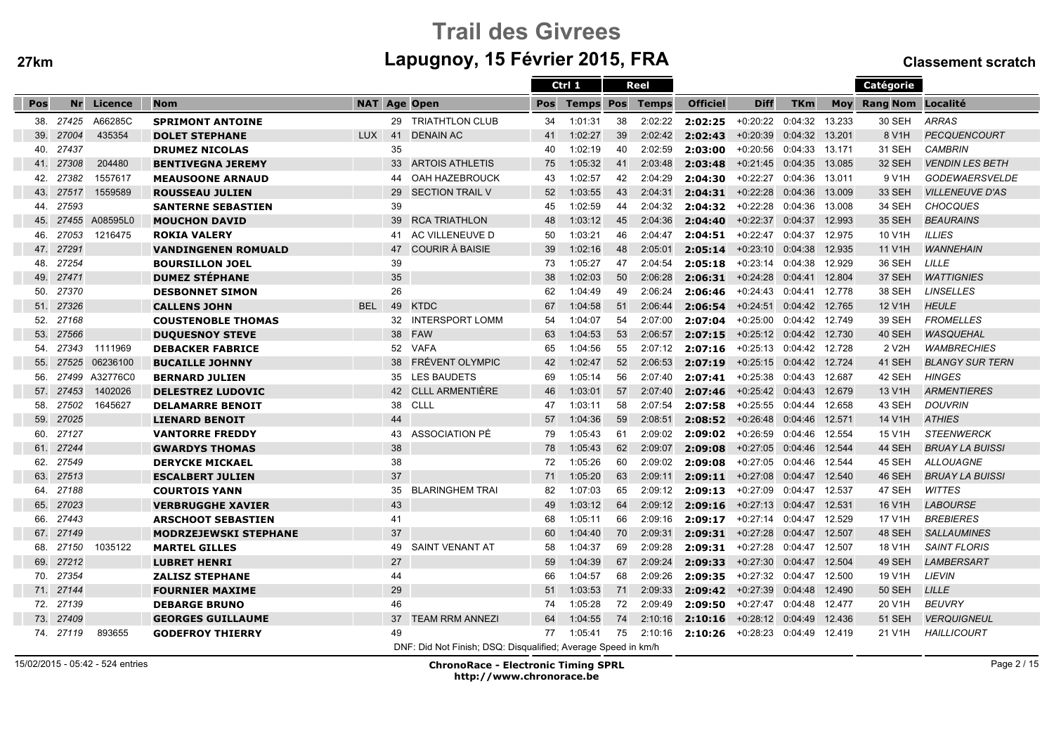# Trail des Givrees

## Lapugnoy, 15 Février 2015, FRA

**27km** — **Classement scratch**

| Pos | Nr | Licence | Nom | NAT | Age | Open | Ctrl 1 Pos | Ctrl 1 Temps | Reel Pos | Reel Temps | Officiel | Diff | TKm | Moy | Catégorie Rang | Catégorie Nom | Localité |
|---|---|---|---|---|---|---|---|---|---|---|---|---|---|---|---|---|---|
| 38. | 27425 | A66285C | **SPRIMONT ANTOINE** | | 29 | TRIATHLON CLUB | 34 | 1:01:31 | 38 | 2:02:22 | **2:02:25** | +0:20:22 | 0:04:32 | 13.233 | 30 | SEH | ARRAS |
| 39. | 27004 | 435354 | **DOLET STEPHANE** | LUX | 41 | DENAIN AC | 41 | 1:02:27 | 39 | 2:02:42 | **2:02:43** | +0:20:39 | 0:04:32 | 13.201 | 8 | V1H | PECQUENCOURT |
| 40. | 27437 | | **DRUMEZ NICOLAS** | | 35 | | 40 | 1:02:19 | 40 | 2:02:59 | **2:03:00** | +0:20:56 | 0:04:33 | 13.171 | 31 | SEH | CAMBRIN |
| 41. | 27308 | 204480 | **BENTIVEGNA JEREMY** | | 33 | ARTOIS ATHLETIS | 75 | 1:05:32 | 41 | 2:03:48 | **2:03:48** | +0:21:45 | 0:04:35 | 13.085 | 32 | SEH | VENDIN LES BETH |
| 42. | 27382 | 1557617 | **MEAUSOONE ARNAUD** | | 44 | OAH HAZEBROUCK | 43 | 1:02:57 | 42 | 2:04:29 | **2:04:30** | +0:22:27 | 0:04:36 | 13.011 | 9 | V1H | GODEWAERSVELDE |
| 43. | 27517 | 1559589 | **ROUSSEAU JULIEN** | | 29 | SECTION TRAIL V | 52 | 1:03:55 | 43 | 2:04:31 | **2:04:31** | +0:22:28 | 0:04:36 | 13.009 | 33 | SEH | VILLENEUVE D'AS |
| 44. | 27593 | | **SANTERNE SEBASTIEN** | | 39 | | 45 | 1:02:59 | 44 | 2:04:32 | **2:04:32** | +0:22:28 | 0:04:36 | 13.008 | 34 | SEH | CHOCQUES |
| 45. | 27455 | A08595L0 | **MOUCHON DAVID** | | 39 | RCA TRIATHLON | 48 | 1:03:12 | 45 | 2:04:36 | **2:04:40** | +0:22:37 | 0:04:37 | 12.993 | 35 | SEH | BEAURAINS |
| 46. | 27053 | 1216475 | **ROKIA VALERY** | | 41 | AC VILLENEUVE D | 50 | 1:03:21 | 46 | 2:04:47 | **2:04:51** | +0:22:47 | 0:04:37 | 12.975 | 10 | V1H | ILLIES |
| 47. | 27291 | | **VANDINGENEN ROMUALD** | | 47 | COURIR À BAISIE | 39 | 1:02:16 | 48 | 2:05:01 | **2:05:14** | +0:23:10 | 0:04:38 | 12.935 | 11 | V1H | WANNEHAIN |
| 48. | 27254 | | **BOURSILLON JOEL** | | 39 | | 73 | 1:05:27 | 47 | 2:04:54 | **2:05:18** | +0:23:14 | 0:04:38 | 12.929 | 36 | SEH | LILLE |
| 49. | 27471 | | **DUMEZ STÉPHANE** | | 35 | | 38 | 1:02:03 | 50 | 2:06:28 | **2:06:31** | +0:24:28 | 0:04:41 | 12.804 | 37 | SEH | WATTIGNIES |
| 50. | 27370 | | **DESBONNET SIMON** | | 26 | | 62 | 1:04:49 | 49 | 2:06:24 | **2:06:46** | +0:24:43 | 0:04:41 | 12.778 | 38 | SEH | LINSELLES |
| 51. | 27326 | | **CALLENS JOHN** | BEL | 49 | KTDC | 67 | 1:04:58 | 51 | 2:06:44 | **2:06:54** | +0:24:51 | 0:04:42 | 12.765 | 12 | V1H | HEULE |
| 52. | 27168 | | **COUSTENOBLE THOMAS** | | 32 | INTERSPORT LOMM | 54 | 1:04:07 | 54 | 2:07:00 | **2:07:04** | +0:25:00 | 0:04:42 | 12.749 | 39 | SEH | FROMELLES |
| 53. | 27566 | | **DUQUESNOY STEVE** | | 38 | FAW | 63 | 1:04:53 | 53 | 2:06:57 | **2:07:15** | +0:25:12 | 0:04:42 | 12.730 | 40 | SEH | WASQUEHAL |
| 54. | 27343 | 1111969 | **DEBACKER FABRICE** | | 52 | VAFA | 65 | 1:04:56 | 55 | 2:07:12 | **2:07:16** | +0:25:13 | 0:04:42 | 12.728 | 2 | V2H | WAMBRECHIES |
| 55. | 27525 | 06236100 | **BUCAILLE JOHNNY** | | 38 | FRÉVENT OLYMPIC | 42 | 1:02:47 | 52 | 2:06:53 | **2:07:19** | +0:25:15 | 0:04:42 | 12.724 | 41 | SEH | BLANGY SUR TERN |
| 56. | 27499 | A32776C0 | **BERNARD JULIEN** | | 35 | LES BAUDETS | 69 | 1:05:14 | 56 | 2:07:40 | **2:07:41** | +0:25:38 | 0:04:43 | 12.687 | 42 | SEH | HINGES |
| 57. | 27453 | 1402026 | **DELESTREZ LUDOVIC** | | 42 | CLLL ARMENTIÈRE | 46 | 1:03:01 | 57 | 2:07:40 | **2:07:46** | +0:25:42 | 0:04:43 | 12.679 | 13 | V1H | ARMENTIERES |
| 58. | 27502 | 1645627 | **DELAMARRE BENOIT** | | 38 | CLLL | 47 | 1:03:11 | 58 | 2:07:54 | **2:07:58** | +0:25:55 | 0:04:44 | 12.658 | 43 | SEH | DOUVRIN |
| 59. | 27025 | | **LIENARD BENOIT** | | 44 | | 57 | 1:04:36 | 59 | 2:08:51 | **2:08:52** | +0:26:48 | 0:04:46 | 12.571 | 14 | V1H | ATHIES |
| 60. | 27127 | | **VANTORRE FREDDY** | | 43 | ASSOCIATION PÉ | 79 | 1:05:43 | 61 | 2:09:02 | **2:09:02** | +0:26:59 | 0:04:46 | 12.554 | 15 | V1H | STEENWERCK |
| 61. | 27244 | | **GWARDYS THOMAS** | | 38 | | 78 | 1:05:43 | 62 | 2:09:07 | **2:09:08** | +0:27:05 | 0:04:46 | 12.544 | 44 | SEH | BRUAY LA BUISSI |
| 62. | 27549 | | **DERYCKE MICKAEL** | | 38 | | 72 | 1:05:26 | 60 | 2:09:02 | **2:09:08** | +0:27:05 | 0:04:46 | 12.544 | 45 | SEH | ALLOUAGNE |
| 63. | 27513 | | **ESCALBERT JULIEN** | | 37 | | 71 | 1:05:20 | 63 | 2:09:11 | **2:09:11** | +0:27:08 | 0:04:47 | 12.540 | 46 | SEH | BRUAY LA BUISSI |
| 64. | 27188 | | **COURTOIS YANN** | | 35 | BLARINGHEM TRAI | 82 | 1:07:03 | 65 | 2:09:12 | **2:09:13** | +0:27:09 | 0:04:47 | 12.537 | 47 | SEH | WITTES |
| 65. | 27023 | | **VERBRUGGHE XAVIER** | | 43 | | 49 | 1:03:12 | 64 | 2:09:12 | **2:09:16** | +0:27:13 | 0:04:47 | 12.531 | 16 | V1H | LABOURSE |
| 66. | 27443 | | **ARSCHOOT SEBASTIEN** | | 41 | | 68 | 1:05:11 | 66 | 2:09:16 | **2:09:17** | +0:27:14 | 0:04:47 | 12.529 | 17 | V1H | BREBIERES |
| 67. | 27149 | | **MODRZEJEWSKI STEPHANE** | | 37 | | 60 | 1:04:40 | 70 | 2:09:31 | **2:09:31** | +0:27:28 | 0:04:47 | 12.507 | 48 | SEH | SALLAUMINES |
| 68. | 27150 | 1035122 | **MARTEL GILLES** | | 49 | SAINT VENANT AT | 58 | 1:04:37 | 69 | 2:09:28 | **2:09:31** | +0:27:28 | 0:04:47 | 12.507 | 18 | V1H | SAINT FLORIS |
| 69. | 27212 | | **LUBRET HENRI** | | 27 | | 59 | 1:04:39 | 67 | 2:09:24 | **2:09:33** | +0:27:30 | 0:04:47 | 12.504 | 49 | SEH | LAMBERSART |
| 70. | 27354 | | **ZALISZ STEPHANE** | | 44 | | 66 | 1:04:57 | 68 | 2:09:26 | **2:09:35** | +0:27:32 | 0:04:47 | 12.500 | 19 | V1H | LIEVIN |
| 71. | 27144 | | **FOURNIER MAXIME** | | 29 | | 51 | 1:03:53 | 71 | 2:09:33 | **2:09:42** | +0:27:39 | 0:04:48 | 12.490 | 50 | SEH | LILLE |
| 72. | 27139 | | **DEBARGE BRUNO** | | 46 | | 74 | 1:05:28 | 72 | 2:09:49 | **2:09:50** | +0:27:47 | 0:04:48 | 12.477 | 20 | V1H | BEUVRY |
| 73. | 27409 | | **GEORGES GUILLAUME** | | 37 | TEAM RRM ANNEZI | 64 | 1:04:55 | 74 | 2:10:16 | **2:10:16** | +0:28:12 | 0:04:49 | 12.436 | 51 | SEH | VERQUIGNEUL |
| 74. | 27119 | 893655 | **GODEFROY THIERRY** | | 49 | | 77 | 1:05:41 | 75 | 2:10:16 | **2:10:26** | +0:28:23 | 0:04:49 | 12.419 | 21 | V1H | HAILLICOURT |

DNF: Did Not Finish; DSQ: Disqualified; Average Speed in km/h

15/02/2015 - 05:42 - 524 entries

**ChronoRace - Electronic Timing SPRL**
**http://www.chronorace.be**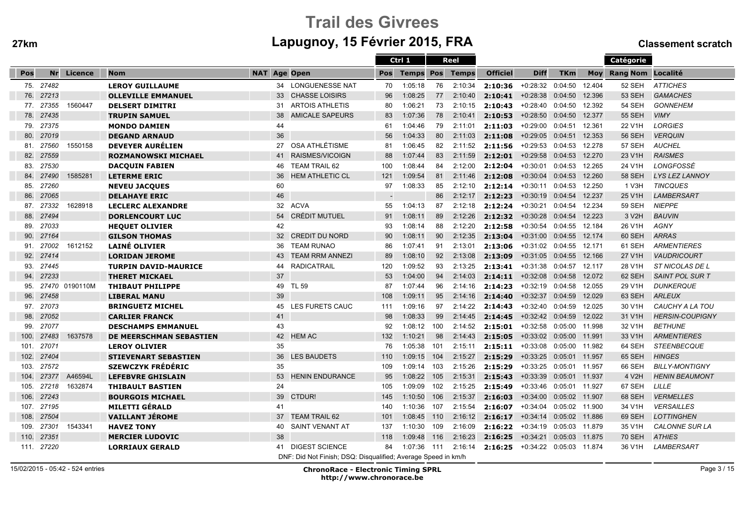# Trail des Givrees

## Lapugnoy, 15 Février 2015, FRA

**27km** — **Classement scratch**

| Pos | Nr | Licence | Nom | NAT | Age | Open | Ctrl 1 Pos | Ctrl 1 Temps | Reel Pos | Reel Temps | Officiel | Diff | TKm | Moy | Catégorie Rang | Catégorie Nom | Localité |
|---|---|---|---|---|---|---|---|---|---|---|---|---|---|---|---|---|---|
| 75. | 27482 | | LEROY GUILLAUME | | 34 | LONGUENESSE NAT | 70 | 1:05:18 | 76 | 2:10:34 | 2:10:36 | +0:28:32 | 0:04:50 | 12.404 | 52 | SEH | ATTICHES |
| 76. | 27213 | | OLLEVILLE EMMANUEL | | 33 | CHASSE LOISIRS | 96 | 1:08:25 | 77 | 2:10:40 | 2:10:41 | +0:28:38 | 0:04:50 | 12.396 | 53 | SEH | GAMACHES |
| 77. | 27355 | 1560447 | DELSERT DIMITRI | | 31 | ARTOIS ATHLETIS | 80 | 1:06:21 | 73 | 2:10:15 | 2:10:43 | +0:28:40 | 0:04:50 | 12.392 | 54 | SEH | GONNEHEM |
| 78. | 27435 | | TRUPIN SAMUEL | | 38 | AMICALE SAPEURS | 83 | 1:07:36 | 78 | 2:10:41 | 2:10:53 | +0:28:50 | 0:04:50 | 12.377 | 55 | SEH | VIMY |
| 79. | 27375 | | MONDO DAMIEN | | 44 | | 61 | 1:04:46 | 79 | 2:11:01 | 2:11:03 | +0:29:00 | 0:04:51 | 12.361 | 22 | V1H | LORGIES |
| 80. | 27019 | | DEGAND ARNAUD | | 36 | | 56 | 1:04:33 | 80 | 2:11:03 | 2:11:08 | +0:29:05 | 0:04:51 | 12.353 | 56 | SEH | VERQUIN |
| 81. | 27560 | 1550158 | DEVEYER AURÉLIEN | | 27 | OSA ATHLÉTISME | 81 | 1:06:45 | 82 | 2:11:52 | 2:11:56 | +0:29:53 | 0:04:53 | 12.278 | 57 | SEH | AUCHEL |
| 82. | 27559 | | ROZMANOWSKI MICHAEL | | 41 | RAISMES/VICOIGN | 88 | 1:07:44 | 83 | 2:11:59 | 2:12:01 | +0:29:58 | 0:04:53 | 12.270 | 23 | V1H | RAISMES |
| 83. | 27530 | | DACQUIN FABIEN | | 46 | TEAM TRAIL 62 | 100 | 1:08:44 | 84 | 2:12:00 | 2:12:04 | +0:30:01 | 0:04:53 | 12.265 | 24 | V1H | LONGFOSSÉ |
| 84. | 27490 | 1585281 | LETERME ERIC | | 36 | HEM ATHLETIC CL | 121 | 1:09:54 | 81 | 2:11:46 | 2:12:08 | +0:30:04 | 0:04:53 | 12.260 | 58 | SEH | LYS LEZ LANNOY |
| 85. | 27260 | | NEVEU JACQUES | | 60 | | 97 | 1:08:33 | 85 | 2:12:10 | 2:12:14 | +0:30:11 | 0:04:53 | 12.250 | 1 | V3H | TINCQUES |
| 86. | 27065 | | DELAHAYE ERIC | | 46 | | - | | 86 | 2:12:17 | 2:12:23 | +0:30:19 | 0:04:54 | 12.237 | 25 | V1H | LAMBERSART |
| 87. | 27332 | 1628918 | LECLERC ALEXANDRE | | 32 | ACVA | 55 | 1:04:13 | 87 | 2:12:18 | 2:12:24 | +0:30:21 | 0:04:54 | 12.234 | 59 | SEH | NIEPPE |
| 88. | 27494 | | DORLENCOURT LUC | | 54 | CRÉDIT MUTUEL | 91 | 1:08:11 | 89 | 2:12:26 | 2:12:32 | +0:30:28 | 0:04:54 | 12.223 | 3 | V2H | BAUVIN |
| 89. | 27033 | | HEQUET OLIVIER | | 42 | | 93 | 1:08:14 | 88 | 2:12:20 | 2:12:58 | +0:30:54 | 0:04:55 | 12.184 | 26 | V1H | AGNY |
| 90. | 27164 | | GILSON THOMAS | | 32 | CREDIT DU NORD | 90 | 1:08:11 | 90 | 2:12:35 | 2:13:04 | +0:31:00 | 0:04:55 | 12.174 | 60 | SEH | ARRAS |
| 91. | 27002 | 1612152 | LAINÉ OLIVIER | | 36 | TEAM RUNAO | 86 | 1:07:41 | 91 | 2:13:01 | 2:13:06 | +0:31:02 | 0:04:55 | 12.171 | 61 | SEH | ARMENTIERES |
| 92. | 27414 | | LORIDAN JEROME | | 43 | TEAM RRM ANNEZI | 89 | 1:08:10 | 92 | 2:13:08 | 2:13:09 | +0:31:05 | 0:04:55 | 12.166 | 27 | V1H | VAUDRICOURT |
| 93. | 27445 | | TURPIN DAVID-MAURICE | | 44 | RADICATRAIL | 120 | 1:09:52 | 93 | 2:13:25 | 2:13:41 | +0:31:38 | 0:04:57 | 12.117 | 28 | V1H | ST NICOLAS DE L |
| 94. | 27233 | | THERET MICKAEL | | 37 | | 53 | 1:04:00 | 94 | 2:14:03 | 2:14:11 | +0:32:08 | 0:04:58 | 12.072 | 62 | SEH | SAINT POL SUR T |
| 95. | 27470 | 0190110M | THIBAUT PHILIPPE | | 49 | TL 59 | 87 | 1:07:44 | 96 | 2:14:16 | 2:14:23 | +0:32:19 | 0:04:58 | 12.055 | 29 | V1H | DUNKERQUE |
| 96. | 27458 | | LIBERAL MANU | | 39 | | 108 | 1:09:11 | 95 | 2:14:16 | 2:14:40 | +0:32:37 | 0:04:59 | 12.029 | 63 | SEH | ARLEUX |
| 97. | 27073 | | BRINGUETZ MICHEL | | 45 | LES FURETS CAUC | 111 | 1:09:16 | 97 | 2:14:22 | 2:14:43 | +0:32:40 | 0:04:59 | 12.025 | 30 | V1H | CAUCHY A LA TOU |
| 98. | 27052 | | CARLIER FRANCK | | 41 | | 98 | 1:08:33 | 99 | 2:14:45 | 2:14:45 | +0:32:42 | 0:04:59 | 12.022 | 31 | V1H | HERSIN-COUPIGNY |
| 99. | 27077 | | DESCHAMPS EMMANUEL | | 43 | | 92 | 1:08:12 | 100 | 2:14:52 | 2:15:01 | +0:32:58 | 0:05:00 | 11.998 | 32 | V1H | BETHUNE |
| 100. | 27483 | 1637578 | DE MEERSCHMAN SEBASTIEN | | 42 | HEM AC | 132 | 1:10:21 | 98 | 2:14:43 | 2:15:05 | +0:33:02 | 0:05:00 | 11.991 | 33 | V1H | ARMENTIERES |
| 101. | 27071 | | LEROY OLIVIER | | 35 | | 76 | 1:05:38 | 101 | 2:15:11 | 2:15:11 | +0:33:08 | 0:05:00 | 11.982 | 64 | SEH | STEENBECQUE |
| 102. | 27404 | | STIEVENART SEBASTIEN | | 36 | LES BAUDETS | 110 | 1:09:15 | 104 | 2:15:27 | 2:15:29 | +0:33:25 | 0:05:01 | 11.957 | 65 | SEH | HINGES |
| 103. | 27572 | | SZEWCZYK FRÉDÉRIC | | 35 | | 109 | 1:09:14 | 103 | 2:15:26 | 2:15:29 | +0:33:25 | 0:05:01 | 11.957 | 66 | SEH | BILLY-MONTIGNY |
| 104. | 27377 | A46594L | LEFEBVRE GHISLAIN | | 53 | HENIN ENDURANCE | 95 | 1:08:22 | 105 | 2:15:31 | 2:15:43 | +0:33:39 | 0:05:01 | 11.937 | 4 | V2H | HENIN BEAUMONT |
| 105. | 27218 | 1632874 | THIBAULT BASTIEN | | 24 | | 105 | 1:09:09 | 102 | 2:15:25 | 2:15:49 | +0:33:46 | 0:05:01 | 11.927 | 67 | SEH | LILLE |
| 106. | 27243 | | BOURGOIS MICHAEL | | 39 | CTDUR! | 145 | 1:10:50 | 106 | 2:15:37 | 2:16:03 | +0:34:00 | 0:05:02 | 11.907 | 68 | SEH | VERMELLES |
| 107. | 27195 | | MILETTI GÉRALD | | 41 | | 140 | 1:10:36 | 107 | 2:15:54 | 2:16:07 | +0:34:04 | 0:05:02 | 11.900 | 34 | V1H | VERSAILLES |
| 108. | 27504 | | VAILLANT JÉROME | | 37 | TEAM TRAIL 62 | 101 | 1:08:45 | 110 | 2:16:12 | 2:16:17 | +0:34:14 | 0:05:02 | 11.886 | 69 | SEH | LOTTINGHEN |
| 109. | 27301 | 1543341 | HAVEZ TONY | | 40 | SAINT VENANT AT | 137 | 1:10:30 | 109 | 2:16:09 | 2:16:22 | +0:34:19 | 0:05:03 | 11.879 | 35 | V1H | CALONNE SUR LA |
| 110. | 27351 | | MERCIER LUDOVIC | | 38 | | 118 | 1:09:48 | 116 | 2:16:23 | 2:16:25 | +0:34:21 | 0:05:03 | 11.875 | 70 | SEH | ATHIES |
| 111. | 27220 | | LORRIAUX GERALD | | 41 | DIGEST SCIENCE | 84 | 1:07:36 | 111 | 2:16:14 | 2:16:25 | +0:34:22 | 0:05:03 | 11.874 | 36 | V1H | LAMBERSART |

DNF: Did Not Finish; DSQ: Disqualified; Average Speed in km/h

15/02/2015 - 05:42 - 524 entries

**ChronoRace - Electronic Timing SPRL**
**http://www.chronorace.be**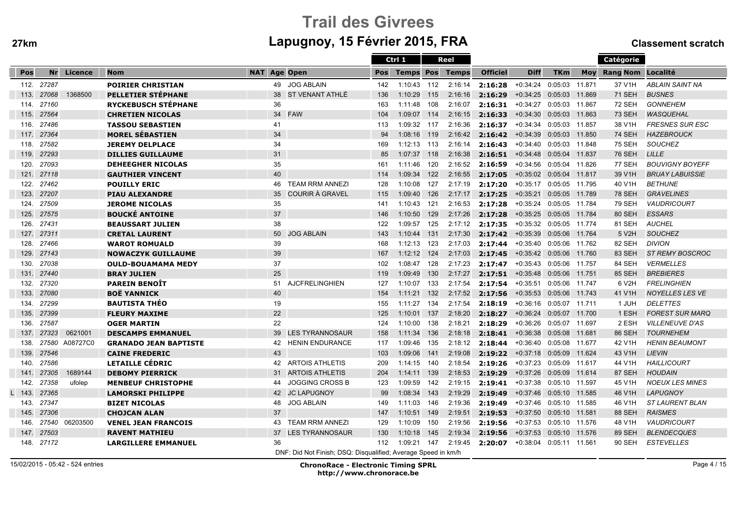# Trail des Givrees

## Lapugnoy, 15 Février 2015, FRA

**27km** | **Classement scratch**

| Pos | Nr | Licence | Nom | NAT | Age | Open | Ctrl 1 Pos | Ctrl 1 Temps | Reel Pos | Reel Temps | Officiel | Diff | TKm | Moy | Catégorie Rang Nom | Localité |
|---|---|---|---|---|---|---|---|---|---|---|---|---|---|---|---|---|
| 112. | 27287 | | **POIRIER CHRISTIAN** | | 49 | JOG ABLAIN | 142 | 1:10:43 | 112 | 2:16:14 | **2:16:28** | +0:34:24 | 0:05:03 | 11.871 | 37 V1H | *ABLAIN SAINT NA* |
| 113. | 27068 | 1368500 | **PELLETIER STÉPHANE** | | 38 | ST VENANT ATHLÉ | 136 | 1:10:29 | 115 | 2:16:16 | **2:16:29** | +0:34:25 | 0:05:03 | 11.869 | 71 SEH | *BUSNES* |
| 114. | 27160 | | **RYCKEBUSCH STÉPHANE** | | 36 | | 163 | 1:11:48 | 108 | 2:16:07 | **2:16:31** | +0:34:27 | 0:05:03 | 11.867 | 72 SEH | *GONNEHEM* |
| 115. | 27564 | | **CHRETIEN NICOLAS** | | 34 | FAW | 104 | 1:09:07 | 114 | 2:16:15 | **2:16:33** | +0:34:30 | 0:05:03 | 11.863 | 73 SEH | *WASQUEHAL* |
| 116. | 27486 | | **TASSOU SEBASTIEN** | | 41 | | 113 | 1:09:32 | 117 | 2:16:36 | **2:16:37** | +0:34:34 | 0:05:03 | 11.857 | 38 V1H | *FRESNES SUR ESC* |
| 117. | 27364 | | **MOREL SÉBASTIEN** | | 34 | | 94 | 1:08:16 | 119 | 2:16:42 | **2:16:42** | +0:34:39 | 0:05:03 | 11.850 | 74 SEH | *HAZEBROUCK* |
| 118. | 27582 | | **JEREMY DELPLACE** | | 34 | | 169 | 1:12:13 | 113 | 2:16:14 | **2:16:43** | +0:34:40 | 0:05:03 | 11.848 | 75 SEH | *SOUCHEZ* |
| 119. | 27293 | | **DILLIES GUILLAUME** | | 31 | | 85 | 1:07:37 | 118 | 2:16:38 | **2:16:51** | +0:34:48 | 0:05:04 | 11.837 | 76 SEH | *LILLE* |
| 120. | 27093 | | **DEHEEGHER NICOLAS** | | 35 | | 161 | 1:11:46 | 120 | 2:16:52 | **2:16:59** | +0:34:56 | 0:05:04 | 11.826 | 77 SEH | *BOUVIGNY BOYEFF* |
| 121. | 27118 | | **GAUTHIER VINCENT** | | 40 | | 114 | 1:09:34 | 122 | 2:16:55 | **2:17:05** | +0:35:02 | 0:05:04 | 11.817 | 39 V1H | *BRUAY LABUISSIE* |
| 122. | 27462 | | **POUILLY ERIC** | | 46 | TEAM RRM ANNEZI | 128 | 1:10:08 | 127 | 2:17:19 | **2:17:20** | +0:35:17 | 0:05:05 | 11.795 | 40 V1H | *BETHUNE* |
| 123. | 27207 | | **PIAU ALEXANDRE** | | 35 | COURIR À GRAVEL | 115 | 1:09:40 | 126 | 2:17:17 | **2:17:25** | +0:35:21 | 0:05:05 | 11.789 | 78 SEH | *GRAVELINES* |
| 124. | 27509 | | **JEROME NICOLAS** | | 35 | | 141 | 1:10:43 | 121 | 2:16:53 | **2:17:28** | +0:35:24 | 0:05:05 | 11.784 | 79 SEH | *VAUDRICOURT* |
| 125. | 27575 | | **BOUCKÉ ANTOINE** | | 37 | | 146 | 1:10:50 | 129 | 2:17:26 | **2:17:28** | +0:35:25 | 0:05:05 | 11.784 | 80 SEH | *ESSARS* |
| 126. | 27431 | | **BEAUSSART JULIEN** | | 38 | | 122 | 1:09:57 | 125 | 2:17:12 | **2:17:35** | +0:35:32 | 0:05:05 | 11.774 | 81 SEH | *AUCHEL* |
| 127. | 27311 | | **CRETAL LAURENT** | | 50 | JOG ABLAIN | 143 | 1:10:44 | 131 | 2:17:30 | **2:17:42** | +0:35:39 | 0:05:06 | 11.764 | 5 V2H | *SOUCHEZ* |
| 128. | 27466 | | **WAROT ROMUALD** | | 39 | | 168 | 1:12:13 | 123 | 2:17:03 | **2:17:44** | +0:35:40 | 0:05:06 | 11.762 | 82 SEH | *DIVION* |
| 129. | 27143 | | **NOWACZYK GUILLAUME** | | 39 | | 167 | 1:12:12 | 124 | 2:17:03 | **2:17:45** | +0:35:42 | 0:05:06 | 11.760 | 83 SEH | *ST REMY BOSCROC* |
| 130. | 27038 | | **OULD-BOUAMAMA MEDY** | | 37 | | 102 | 1:08:47 | 128 | 2:17:23 | **2:17:47** | +0:35:43 | 0:05:06 | 11.757 | 84 SEH | *VERMELLES* |
| 131. | 27440 | | **BRAY JULIEN** | | 25 | | 119 | 1:09:49 | 130 | 2:17:27 | **2:17:51** | +0:35:48 | 0:05:06 | 11.751 | 85 SEH | *BREBIERES* |
| 132. | 27320 | | **PAREIN BENOÎT** | | 51 | AJCFRELINGHIEN | 127 | 1:10:07 | 133 | 2:17:54 | **2:17:54** | +0:35:51 | 0:05:06 | 11.747 | 6 V2H | *FRELINGHIEN* |
| 133. | 27080 | | **BOË YANNICK** | | 40 | | 154 | 1:11:21 | 132 | 2:17:52 | **2:17:56** | +0:35:53 | 0:05:06 | 11.743 | 41 V1H | *NOYELLES LES VE* |
| 134. | 27299 | | **BAUTISTA THÉO** | | 19 | | 155 | 1:11:27 | 134 | 2:17:54 | **2:18:19** | +0:36:16 | 0:05:07 | 11.711 | 1 JUH | *DELETTES* |
| 135. | 27399 | | **FLEURY MAXIME** | | 22 | | 125 | 1:10:01 | 137 | 2:18:20 | **2:18:27** | +0:36:24 | 0:05:07 | 11.700 | 1 ESH | *FOREST SUR MARQ* |
| 136. | 27587 | | **OGER MARTIN** | | 22 | | 124 | 1:10:00 | 138 | 2:18:21 | **2:18:29** | +0:36:26 | 0:05:07 | 11.697 | 2 ESH | *VILLENEUVE D'AS* |
| 137. | 27323 | 0621001 | **DESCAMPS EMMANUEL** | | 39 | LES TYRANNOSAUR | 158 | 1:11:34 | 136 | 2:18:18 | **2:18:41** | +0:36:38 | 0:05:08 | 11.681 | 86 SEH | *TOURNEHEM* |
| 138. | 27580 | A08727C0 | **GRANADO JEAN BAPTISTE** | | 42 | HENIN ENDURANCE | 117 | 1:09:46 | 135 | 2:18:12 | **2:18:44** | +0:36:40 | 0:05:08 | 11.677 | 42 V1H | *HENIN BEAUMONT* |
| 139. | 27546 | | **CAINE FREDERIC** | | 43 | | 103 | 1:09:06 | 141 | 2:19:08 | **2:19:22** | +0:37:18 | 0:05:09 | 11.624 | 43 V1H | *LIEVIN* |
| 140. | 27586 | | **LETAILLE CÉDRIC** | | 42 | ARTOIS ATHLETIS | 209 | 1:14:15 | 140 | 2:18:54 | **2:19:26** | +0:37:23 | 0:05:09 | 11.617 | 44 V1H | *HAILLICOURT* |
| 141. | 27305 | 1689144 | **DEBOMY PIERRICK** | | 31 | ARTOIS ATHLETIS | 204 | 1:14:11 | 139 | 2:18:53 | **2:19:29** | +0:37:26 | 0:05:09 | 11.614 | 87 SEH | *HOUDAIN* |
| 142. | 27358 | ufolep | **MENBEUF CHRISTOPHE** | | 44 | JOGGING CROSS B | 123 | 1:09:59 | 142 | 2:19:15 | **2:19:41** | +0:37:38 | 0:05:10 | 11.597 | 45 V1H | *NOEUX LES MINES* |
| L 143. | 27365 | | **LAMORSKI PHILIPPE** | | 42 | JC LAPUGNOY | 99 | 1:08:34 | 143 | 2:19:29 | **2:19:49** | +0:37:46 | 0:05:10 | 11.585 | 46 V1H | *LAPUGNOY* |
| 143. | 27347 | | **BIZET NICOLAS** | | 48 | JOG ABLAIN | 149 | 1:11:03 | 146 | 2:19:36 | **2:19:49** | +0:37:46 | 0:05:10 | 11.585 | 46 V1H | *ST LAURENT BLAN* |
| 145. | 27306 | | **CHOJCAN ALAN** | | 37 | | 147 | 1:10:51 | 149 | 2:19:51 | **2:19:53** | +0:37:50 | 0:05:10 | 11.581 | 88 SEH | *RAISMES* |
| 146. | 27540 | 06203500 | **VENEL JEAN FRANCOIS** | | 43 | TEAM RRM ANNEZI | 129 | 1:10:09 | 150 | 2:19:56 | **2:19:56** | +0:37:53 | 0:05:10 | 11.576 | 48 V1H | *VAUDRICOURT* |
| 147. | 27503 | | **RAVENT MATHIEU** | | 37 | LES TYRANNOSAUR | 130 | 1:10:18 | 145 | 2:19:34 | **2:19:56** | +0:37:53 | 0:05:10 | 11.576 | 89 SEH | *BLENDECQUES* |
| 148. | 27172 | | **LARGILLERE EMMANUEL** | | 36 | | 112 | 1:09:21 | 147 | 2:19:45 | **2:20:07** | +0:38:04 | 0:05:11 | 11.561 | 90 SEH | *ESTEVELLES* |

DNF: Did Not Finish; DSQ: Disqualified; Average Speed in km/h

15/02/2015 - 05:42 - 524 entries

**ChronoRace - Electronic Timing SPRL**
**http://www.chronorace.be**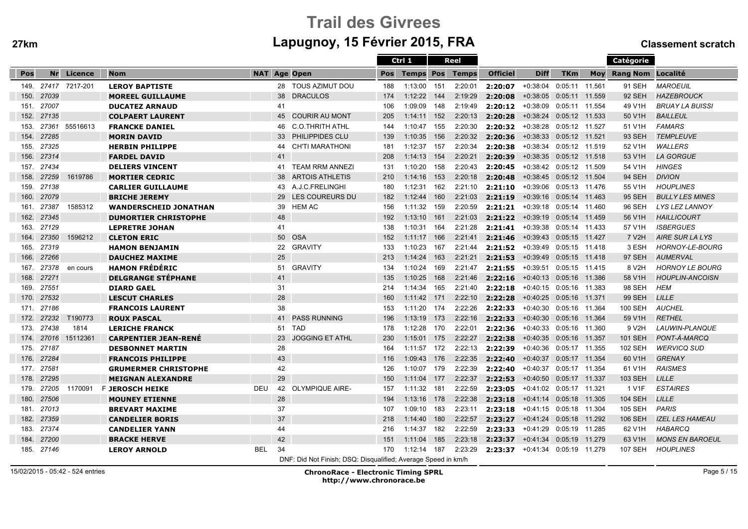# Trail des Givrees

## Lapugnoy, 15 Février 2015, FRA

**27km** **Classement scratch**

| Pos | Nr | Licence | Nom | NAT | Age | Open | Ctrl 1 Pos | Ctrl 1 Temps | Reel Pos | Reel Temps | Officiel | Diff | TKm | Moy | Catégorie Rang | Catégorie Nom | Localité |
|---|---|---|---|---|---|---|---|---|---|---|---|---|---|---|---|---|---|
| 149. | 27417 | 7217-201 | **LEROY BAPTISTE** | | 28 | TOUS AZIMUT DOU | 188 | 1:13:00 | 151 | 2:20:01 | **2:20:07** | +0:38:04 | 0:05:11 | 11.561 | 91 | SEH | *MAROEUIL* |
| 150. | 27039 | | **MOREEL GUILLAUME** | | 38 | DRACULOS | 174 | 1:12:22 | 144 | 2:19:29 | **2:20:08** | +0:38:05 | 0:05:11 | 11.559 | 92 | SEH | *HAZEBROUCK* |
| 151. | 27007 | | **DUCATEZ ARNAUD** | | 41 | | 106 | 1:09:09 | 148 | 2:19:49 | **2:20:12** | +0:38:09 | 0:05:11 | 11.554 | 49 | V1H | *BRUAY LA BUISSI* |
| 152. | 27135 | | **COLPAERT LAURENT** | | 45 | COURIR AU MONT | 205 | 1:14:11 | 152 | 2:20:13 | **2:20:28** | +0:38:24 | 0:05:12 | 11.533 | 50 | V1H | *BAILLEUL* |
| 153. | 27361 | 55516613 | **FRANCKE DANIEL** | | 46 | C.O.THRITH ATHL | 144 | 1:10:47 | 155 | 2:20:30 | **2:20:32** | +0:38:28 | 0:05:12 | 11.527 | 51 | V1H | *FAMARS* |
| 154. | 27285 | | **MORIN DAVID** | | 33 | PHILIPPIDES CLU | 139 | 1:10:35 | 156 | 2:20:32 | **2:20:36** | +0:38:33 | 0:05:12 | 11.521 | 93 | SEH | *TEMPLEUVE* |
| 155. | 27325 | | **HERBIN PHILIPPE** | | 44 | CH'TI MARATHONI | 181 | 1:12:37 | 157 | 2:20:34 | **2:20:38** | +0:38:34 | 0:05:12 | 11.519 | 52 | V1H | *WALLERS* |
| 156. | 27314 | | **FARDEL DAVID** | | 41 | | 208 | 1:14:13 | 154 | 2:20:21 | **2:20:39** | +0:38:35 | 0:05:12 | 11.518 | 53 | V1H | *LA GORGUE* |
| 157. | 27434 | | **DELIERS VINCENT** | | 41 | TEAM RRM ANNEZI | 131 | 1:10:20 | 158 | 2:20:43 | **2:20:45** | +0:38:42 | 0:05:12 | 11.509 | 54 | V1H | *HINGES* |
| 158. | 27259 | 1619786 | **MORTIER CEDRIC** | | 38 | ARTOIS ATHLETIS | 210 | 1:14:16 | 153 | 2:20:18 | **2:20:48** | +0:38:45 | 0:05:12 | 11.504 | 94 | SEH | *DIVION* |
| 159. | 27138 | | **CARLIER GUILLAUME** | | 43 | A.J.C.FRELINGHI | 180 | 1:12:31 | 162 | 2:21:10 | **2:21:10** | +0:39:06 | 0:05:13 | 11.476 | 55 | V1H | *HOUPLINES* |
| 160. | 27079 | | **BRICHE JEREMY** | | 29 | LES COUREURS DU | 182 | 1:12:44 | 160 | 2:21:03 | **2:21:19** | +0:39:16 | 0:05:14 | 11.463 | 95 | SEH | *BULLY LES MINES* |
| 161. | 27387 | 1585312 | **WANDERSCHEID JONATHAN** | | 39 | HEM AC | 156 | 1:11:32 | 159 | 2:20:59 | **2:21:21** | +0:39:18 | 0:05:14 | 11.460 | 96 | SEH | *LYS LEZ LANNOY* |
| 162. | 27345 | | **DUMORTIER CHRISTOPHE** | | 48 | | 192 | 1:13:10 | 161 | 2:21:03 | **2:21:22** | +0:39:19 | 0:05:14 | 11.459 | 56 | V1H | *HAILLICOURT* |
| 163. | 27129 | | **LEPRETRE JOHAN** | | 41 | | 138 | 1:10:31 | 164 | 2:21:28 | **2:21:41** | +0:39:38 | 0:05:14 | 11.433 | 57 | V1H | *ISBERGUES* |
| 164. | 27350 | 1596212 | **CLETON ERIC** | | 50 | OSA | 152 | 1:11:17 | 166 | 2:21:41 | **2:21:46** | +0:39:43 | 0:05:15 | 11.427 | 7 | V2H | *AIRE SUR LA LYS* |
| 165. | 27319 | | **HAMON BENJAMIN** | | 22 | GRAVITY | 133 | 1:10:23 | 167 | 2:21:44 | **2:21:52** | +0:39:49 | 0:05:15 | 11.418 | 3 | ESH | *HORNOY-LE-BOURG* |
| 166. | 27266 | | **DAUCHEZ MAXIME** | | 25 | | 213 | 1:14:24 | 163 | 2:21:21 | **2:21:53** | +0:39:49 | 0:05:15 | 11.418 | 97 | SEH | *AUMERVAL* |
| 167. | 27378 | en cours | **HAMON FRÉDÉRIC** | | 51 | GRAVITY | 134 | 1:10:24 | 169 | 2:21:47 | **2:21:55** | +0:39:51 | 0:05:15 | 11.415 | 8 | V2H | *HORNOY LE BOURG* |
| 168. | 27271 | | **DELGRANGE STÉPHANE** | | 41 | | 135 | 1:10:25 | 168 | 2:21:46 | **2:22:16** | +0:40:13 | 0:05:16 | 11.386 | 58 | V1H | *HOUPLIN-ANCOISN* |
| 169. | 27551 | | **DIARD GAEL** | | 31 | | 214 | 1:14:34 | 165 | 2:21:40 | **2:22:18** | +0:40:15 | 0:05:16 | 11.383 | 98 | SEH | *HEM* |
| 170. | 27532 | | **LESCUT CHARLES** | | 28 | | 160 | 1:11:42 | 171 | 2:22:10 | **2:22:28** | +0:40:25 | 0:05:16 | 11.371 | 99 | SEH | *LILLE* |
| 171. | 27186 | | **FRANCOIS LAURENT** | | 38 | | 153 | 1:11:20 | 174 | 2:22:26 | **2:22:33** | +0:40:30 | 0:05:16 | 11.364 | 100 | SEH | *AUCHEL* |
| 172. | 27232 | T190773 | **ROUX PASCAL** | | 41 | PASS RUNNING | 196 | 1:13:19 | 173 | 2:22:16 | **2:22:33** | +0:40:30 | 0:05:16 | 11.364 | 59 | V1H | *RETHEL* |
| 173. | 27438 | 1814 | **LERICHE FRANCK** | | 51 | TAD | 178 | 1:12:28 | 170 | 2:22:01 | **2:22:36** | +0:40:33 | 0:05:16 | 11.360 | 9 | V2H | *LAUWIN-PLANQUE* |
| 174. | 27016 | 15112361 | **CARPENTIER JEAN-RENÉ** | | 23 | JOGGING ET ATHL | 230 | 1:15:01 | 175 | 2:22:27 | **2:22:38** | +0:40:35 | 0:05:16 | 11.357 | 101 | SEH | *PONT-À-MARCQ* |
| 175. | 27187 | | **DESBONNET MARTIN** | | 28 | | 164 | 1:11:57 | 172 | 2:22:13 | **2:22:39** | +0:40:36 | 0:05:17 | 11.355 | 102 | SEH | *WERVICQ SUD* |
| 176. | 27284 | | **FRANCOIS PHILIPPE** | | 43 | | 116 | 1:09:43 | 176 | 2:22:35 | **2:22:40** | +0:40:37 | 0:05:17 | 11.354 | 60 | V1H | *GRENAY* |
| 177. | 27581 | | **GRUMERMER CHRISTOPHE** | | 42 | | 126 | 1:10:07 | 179 | 2:22:39 | **2:22:40** | +0:40:37 | 0:05:17 | 11.354 | 61 | V1H | *RAISMES* |
| 178. | 27295 | | **MEIGNAN ALEXANDRE** | | 29 | | 150 | 1:11:04 | 177 | 2:22:37 | **2:22:53** | +0:40:50 | 0:05:17 | 11.337 | 103 | SEH | *LILLE* |
| 179. | 27205 | 1170091 | F **JEROSCH HEIKE** | DEU | 42 | OLYMPIQUE AIRE- | 157 | 1:11:32 | 181 | 2:22:59 | **2:23:05** | +0:41:02 | 0:05:17 | 11.321 | 1 | V1F | *ESTAIRES* |
| 180. | 27506 | | **MOUNEY ETIENNE** | | 28 | | 194 | 1:13:16 | 178 | 2:22:38 | **2:23:18** | +0:41:14 | 0:05:18 | 11.305 | 104 | SEH | *LILLE* |
| 181. | 27013 | | **BREVART MAXIME** | | 37 | | 107 | 1:09:10 | 183 | 2:23:11 | **2:23:18** | +0:41:15 | 0:05:18 | 11.304 | 105 | SEH | *PARIS* |
| 182. | 27359 | | **CANDELIER BORIS** | | 37 | | 218 | 1:14:40 | 180 | 2:22:57 | **2:23:27** | +0:41:24 | 0:05:18 | 11.292 | 106 | SEH | *IZEL LES HAMEAU* |
| 183. | 27374 | | **CANDELIER YANN** | | 44 | | 216 | 1:14:37 | 182 | 2:22:59 | **2:23:33** | +0:41:29 | 0:05:19 | 11.285 | 62 | V1H | *HABARCQ* |
| 184. | 27200 | | **BRACKE HERVE** | | 42 | | 151 | 1:11:04 | 185 | 2:23:18 | **2:23:37** | +0:41:34 | 0:05:19 | 11.279 | 63 | V1H | *MONS EN BAROEUL* |
| 185. | 27146 | | **LEROY ARNOLD** | BEL | 34 | | 170 | 1:12:14 | 187 | 2:23:29 | **2:23:37** | +0:41:34 | 0:05:19 | 11.279 | 107 | SEH | *HOUPLINES* |

DNF: Did Not Finish; DSQ: Disqualified; Average Speed in km/h

15/02/2015 - 05:42 - 524 entries

**ChronoRace - Electronic Timing SPRL**
**http://www.chronorace.be**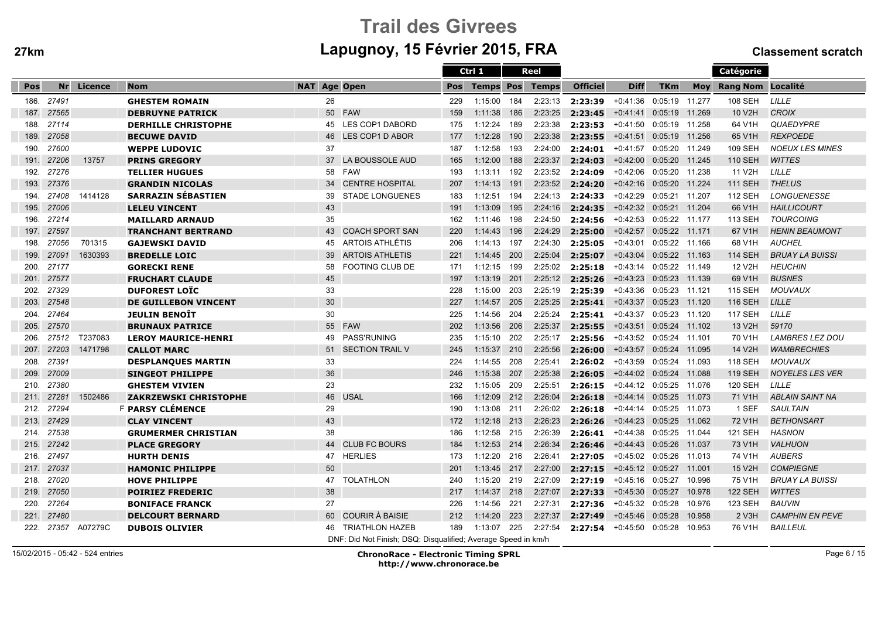# Trail des Givrees

## Lapugnoy, 15 Février 2015, FRA

**27km** — **Classement scratch**

| Pos | Nr | Licence | Nom | NAT | Age | Open | Ctrl 1 Pos | Ctrl 1 Temps | Reel Pos | Reel Temps | Officiel | Diff | TKm | Moy | Catégorie Rang | Catégorie Nom | Localité |
|---|---|---|---|---|---|---|---|---|---|---|---|---|---|---|---|---|---|
| 186. | 27491 | | GHESTEM ROMAIN | | 26 | | 229 | 1:15:00 | 184 | 2:23:13 | 2:23:39 | +0:41:36 | 0:05:19 | 11.277 | 108 | SEH | LILLE |
| 187. | 27565 | | DEBRUYNE PATRICK | | 50 | FAW | 159 | 1:11:38 | 186 | 2:23:25 | 2:23:45 | +0:41:41 | 0:05:19 | 11.269 | 10 | V2H | CROIX |
| 188. | 27114 | | DERHILLE CHRISTOPHE | | 45 | LES COP1 DABORD | 175 | 1:12:24 | 189 | 2:23:38 | 2:23:53 | +0:41:50 | 0:05:19 | 11.258 | 64 | V1H | QUAEDYPRE |
| 189. | 27058 | | BECUWE DAVID | | 46 | LES COP1 D ABOR | 177 | 1:12:28 | 190 | 2:23:38 | 2:23:55 | +0:41:51 | 0:05:19 | 11.256 | 65 | V1H | REXPOEDE |
| 190. | 27600 | | WEPPE LUDOVIC | | 37 | | 187 | 1:12:58 | 193 | 2:24:00 | 2:24:01 | +0:41:57 | 0:05:20 | 11.249 | 109 | SEH | NOEUX LES MINES |
| 191. | 27206 | 13757 | PRINS GREGORY | | 37 | LA BOUSSOLE AUD | 165 | 1:12:00 | 188 | 2:23:37 | 2:24:03 | +0:42:00 | 0:05:20 | 11.245 | 110 | SEH | WITTES |
| 192. | 27276 | | TELLIER HUGUES | | 58 | FAW | 193 | 1:13:11 | 192 | 2:23:52 | 2:24:09 | +0:42:06 | 0:05:20 | 11.238 | 11 | V2H | LILLE |
| 193. | 27376 | | GRANDIN NICOLAS | | 34 | CENTRE HOSPITAL | 207 | 1:14:13 | 191 | 2:23:52 | 2:24:20 | +0:42:16 | 0:05:20 | 11.224 | 111 | SEH | THELUS |
| 194. | 27408 | 1414128 | SARRAZIN SÉBASTIEN | | 39 | STADE LONGUENES | 183 | 1:12:51 | 194 | 2:24:13 | 2:24:33 | +0:42:29 | 0:05:21 | 11.207 | 112 | SEH | LONGUENESSE |
| 195. | 27006 | | LELEU VINCENT | | 43 | | 191 | 1:13:09 | 195 | 2:24:16 | 2:24:35 | +0:42:32 | 0:05:21 | 11.204 | 66 | V1H | HAILLICOURT |
| 196. | 27214 | | MAILLARD ARNAUD | | 35 | | 162 | 1:11:46 | 198 | 2:24:50 | 2:24:56 | +0:42:53 | 0:05:22 | 11.177 | 113 | SEH | TOURCOING |
| 197. | 27597 | | TRANCHANT BERTRAND | | 43 | COACH SPORT SAN | 220 | 1:14:43 | 196 | 2:24:29 | 2:25:00 | +0:42:57 | 0:05:22 | 11.171 | 67 | V1H | HENIN BEAUMONT |
| 198. | 27056 | 701315 | GAJEWSKI DAVID | | 45 | ARTOIS ATHLÉTIS | 206 | 1:14:13 | 197 | 2:24:30 | 2:25:05 | +0:43:01 | 0:05:22 | 11.166 | 68 | V1H | AUCHEL |
| 199. | 27091 | 1630393 | BREDELLE LOIC | | 39 | ARTOIS ATHLETIS | 221 | 1:14:45 | 200 | 2:25:04 | 2:25:07 | +0:43:04 | 0:05:22 | 11.163 | 114 | SEH | BRUAY LA BUISSI |
| 200. | 27177 | | GORECKI RENE | | 58 | FOOTING CLUB DE | 171 | 1:12:15 | 199 | 2:25:02 | 2:25:18 | +0:43:14 | 0:05:22 | 11.149 | 12 | V2H | HEUCHIN |
| 201. | 27577 | | FRUCHART CLAUDE | | 45 | | 197 | 1:13:19 | 201 | 2:25:12 | 2:25:26 | +0:43:23 | 0:05:23 | 11.139 | 69 | V1H | BUSNES |
| 202. | 27329 | | DUFOREST LOÏC | | 33 | | 228 | 1:15:00 | 203 | 2:25:19 | 2:25:39 | +0:43:36 | 0:05:23 | 11.121 | 115 | SEH | MOUVAUX |
| 203. | 27548 | | DE GUILLEBON VINCENT | | 30 | | 227 | 1:14:57 | 205 | 2:25:25 | 2:25:41 | +0:43:37 | 0:05:23 | 11.120 | 116 | SEH | LILLE |
| 204. | 27464 | | JEULIN BENOÎT | | 30 | | 225 | 1:14:56 | 204 | 2:25:24 | 2:25:41 | +0:43:37 | 0:05:23 | 11.120 | 117 | SEH | LILLE |
| 205. | 27570 | | BRUNAUX PATRICE | | 55 | FAW | 202 | 1:13:56 | 206 | 2:25:37 | 2:25:55 | +0:43:51 | 0:05:24 | 11.102 | 13 | V2H | 59170 |
| 206. | 27512 | T237083 | LEROY MAURICE-HENRI | | 49 | PASS'RUNING | 235 | 1:15:10 | 202 | 2:25:17 | 2:25:56 | +0:43:52 | 0:05:24 | 11.101 | 70 | V1H | LAMBRES LEZ DOU |
| 207. | 27203 | 1471798 | CALLOT MARC | | 51 | SECTION TRAIL V | 245 | 1:15:37 | 210 | 2:25:56 | 2:26:00 | +0:43:57 | 0:05:24 | 11.095 | 14 | V2H | WAMBRECHIES |
| 208. | 27391 | | DESPLANQUES MARTIN | | 33 | | 224 | 1:14:55 | 208 | 2:25:41 | 2:26:02 | +0:43:59 | 0:05:24 | 11.093 | 118 | SEH | MOUVAUX |
| 209. | 27009 | | SINGEOT PHILIPPE | | 36 | | 246 | 1:15:38 | 207 | 2:25:38 | 2:26:05 | +0:44:02 | 0:05:24 | 11.088 | 119 | SEH | NOYELES LES VER |
| 210. | 27380 | | GHESTEM VIVIEN | | 23 | | 232 | 1:15:05 | 209 | 2:25:51 | 2:26:15 | +0:44:12 | 0:05:25 | 11.076 | 120 | SEH | LILLE |
| 211. | 27281 | 1502486 | ZAKRZEWSKI CHRISTOPHE | | 46 | USAL | 166 | 1:12:09 | 212 | 2:26:04 | 2:26:18 | +0:44:14 | 0:05:25 | 11.073 | 71 | V1H | ABLAIN SAINT NA |
| 212. | 27294 | | F PARSY CLÉMENCE | | 29 | | 190 | 1:13:08 | 211 | 2:26:02 | 2:26:18 | +0:44:14 | 0:05:25 | 11.073 | 1 | SEF | SAULTAIN |
| 213. | 27429 | | CLAY VINCENT | | 43 | | 172 | 1:12:18 | 213 | 2:26:23 | 2:26:26 | +0:44:23 | 0:05:25 | 11.062 | 72 | V1H | BETHONSART |
| 214. | 27538 | | GRUMERMER CHRISTIAN | | 38 | | 186 | 1:12:58 | 215 | 2:26:39 | 2:26:41 | +0:44:38 | 0:05:25 | 11.044 | 121 | SEH | HASNON |
| 215. | 27242 | | PLACE GREGORY | | 44 | CLUB FC BOURS | 184 | 1:12:53 | 214 | 2:26:34 | 2:26:46 | +0:44:43 | 0:05:26 | 11.037 | 73 | V1H | VALHUON |
| 216. | 27497 | | HURTH DENIS | | 47 | HERLIES | 173 | 1:12:20 | 216 | 2:26:41 | 2:27:05 | +0:45:02 | 0:05:26 | 11.013 | 74 | V1H | AUBERS |
| 217. | 27037 | | HAMONIC PHILIPPE | | 50 | | 201 | 1:13:45 | 217 | 2:27:00 | 2:27:15 | +0:45:12 | 0:05:27 | 11.001 | 15 | V2H | COMPIEGNE |
| 218. | 27020 | | HOVE PHILIPPE | | 47 | TOLATHLON | 240 | 1:15:20 | 219 | 2:27:09 | 2:27:19 | +0:45:16 | 0:05:27 | 10.996 | 75 | V1H | BRUAY LA BUISSI |
| 219. | 27050 | | POIRIEZ FREDERIC | | 38 | | 217 | 1:14:37 | 218 | 2:27:07 | 2:27:33 | +0:45:30 | 0:05:27 | 10.978 | 122 | SEH | WITTES |
| 220. | 27264 | | BONIFACE FRANCK | | 27 | | 226 | 1:14:56 | 221 | 2:27:31 | 2:27:36 | +0:45:32 | 0:05:28 | 10.976 | 123 | SEH | BAUVIN |
| 221. | 27480 | | DELCOURT BERNARD | | 60 | COURIR À BAISIE | 212 | 1:14:20 | 223 | 2:27:37 | 2:27:49 | +0:45:46 | 0:05:28 | 10.958 | 2 | V3H | CAMPHIN EN PEVE |
| 222. | 27357 | A07279C | DUBOIS OLIVIER | | 46 | TRIATHLON HAZEB | 189 | 1:13:07 | 225 | 2:27:54 | 2:27:54 | +0:45:50 | 0:05:28 | 10.953 | 76 | V1H | BAILLEUL |

DNF: Did Not Finish; DSQ: Disqualified; Average Speed in km/h

15/02/2015 - 05:42 - 524 entries

**ChronoRace - Electronic Timing SPRL**
**http://www.chronorace.be**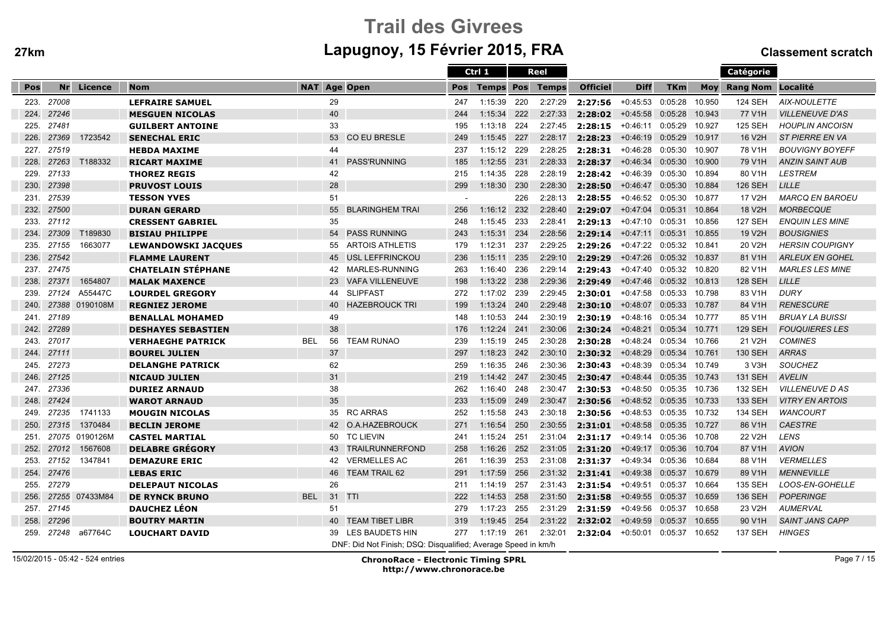# Trail des Givrees

## Lapugnoy, 15 Février 2015, FRA

**27km** **Classement scratch**

| Pos | Nr | Licence | Nom | NAT | Age | Open | Ctrl 1 Pos | Ctrl 1 Temps | Reel Pos | Reel Temps | Officiel | Diff | TKm | Moy | Catégorie Rang Nom | Localité |
|---|---|---|---|---|---|---|---|---|---|---|---|---|---|---|---|---|
| 223. | 27008 | | LEFRAIRE SAMUEL | | 29 | | 247 | 1:15:39 | 220 | 2:27:29 | 2:27:56 | +0:45:53 | 0:05:28 | 10.950 | 124 SEH | AIX-NOULETTE |
| 224. | 27246 | | MESGUEN NICOLAS | | 40 | | 244 | 1:15:34 | 222 | 2:27:33 | 2:28:02 | +0:45:58 | 0:05:28 | 10.943 | 77 V1H | VILLENEUVE D'AS |
| 225. | 27481 | | GUILBERT ANTOINE | | 33 | | 195 | 1:13:18 | 224 | 2:27:45 | 2:28:15 | +0:46:11 | 0:05:29 | 10.927 | 125 SEH | HOUPLIN ANCOISN |
| 226. | 27369 | 1723542 | SENECHAL ERIC | | 53 | CO EU BRESLE | 249 | 1:15:45 | 227 | 2:28:17 | 2:28:23 | +0:46:19 | 0:05:29 | 10.917 | 16 V2H | ST PIERRE EN VA |
| 227. | 27519 | | HEBDA MAXIME | | 44 | | 237 | 1:15:12 | 229 | 2:28:25 | 2:28:31 | +0:46:28 | 0:05:30 | 10.907 | 78 V1H | BOUVIGNY BOYEFF |
| 228. | 27263 | T188332 | RICART MAXIME | | 41 | PASS'RUNNING | 185 | 1:12:55 | 231 | 2:28:33 | 2:28:37 | +0:46:34 | 0:05:30 | 10.900 | 79 V1H | ANZIN SAINT AUB |
| 229. | 27133 | | THOREZ REGIS | | 42 | | 215 | 1:14:35 | 228 | 2:28:19 | 2:28:42 | +0:46:39 | 0:05:30 | 10.894 | 80 V1H | LESTREM |
| 230. | 27398 | | PRUVOST LOUIS | | 28 | | 299 | 1:18:30 | 230 | 2:28:30 | 2:28:50 | +0:46:47 | 0:05:30 | 10.884 | 126 SEH | LILLE |
| 231. | 27539 | | TESSON YVES | | 51 | | - | | 226 | 2:28:13 | 2:28:55 | +0:46:52 | 0:05:30 | 10.877 | 17 V2H | MARCQ EN BAROEU |
| 232. | 27500 | | DURAN GERARD | | 55 | BLARINGHEM TRAI | 256 | 1:16:12 | 232 | 2:28:40 | 2:29:07 | +0:47:04 | 0:05:31 | 10.864 | 18 V2H | MORBECQUE |
| 233. | 27112 | | CRESSENT GABRIEL | | 35 | | 248 | 1:15:45 | 233 | 2:28:41 | 2:29:13 | +0:47:10 | 0:05:31 | 10.856 | 127 SEH | ENQUIN LES MINE |
| 234. | 27309 | T189830 | BISIAU PHILIPPE | | 54 | PASS RUNNING | 243 | 1:15:31 | 234 | 2:28:56 | 2:29:14 | +0:47:11 | 0:05:31 | 10.855 | 19 V2H | BOUSIGNIES |
| 235. | 27155 | 1663077 | LEWANDOWSKI JACQUES | | 55 | ARTOIS ATHLETIS | 179 | 1:12:31 | 237 | 2:29:25 | 2:29:26 | +0:47:22 | 0:05:32 | 10.841 | 20 V2H | HERSIN COUPIGNY |
| 236. | 27542 | | FLAMME LAURENT | | 45 | USL LEFFRINCKOU | 236 | 1:15:11 | 235 | 2:29:10 | 2:29:29 | +0:47:26 | 0:05:32 | 10.837 | 81 V1H | ARLEUX EN GOHEL |
| 237. | 27475 | | CHATELAIN STÉPHANE | | 42 | MARLES-RUNNING | 263 | 1:16:40 | 236 | 2:29:14 | 2:29:43 | +0:47:40 | 0:05:32 | 10.820 | 82 V1H | MARLES LES MINE |
| 238. | 27371 | 1654807 | MALAK MAXENCE | | 23 | VAFA VILLENEUVE | 198 | 1:13:22 | 238 | 2:29:36 | 2:29:49 | +0:47:46 | 0:05:32 | 10.813 | 128 SEH | LILLE |
| 239. | 27124 | A55447C | LOURDEL GREGORY | | 44 | SLIPFAST | 272 | 1:17:02 | 239 | 2:29:45 | 2:30:01 | +0:47:58 | 0:05:33 | 10.798 | 83 V1H | DURY |
| 240. | 27388 | 0190108M | REGNIEZ JEROME | | 40 | HAZEBROUCK TRI | 199 | 1:13:24 | 240 | 2:29:48 | 2:30:10 | +0:48:07 | 0:05:33 | 10.787 | 84 V1H | RENESCURE |
| 241. | 27189 | | BENALLAL MOHAMED | | 49 | | 148 | 1:10:53 | 244 | 2:30:19 | 2:30:19 | +0:48:16 | 0:05:34 | 10.777 | 85 V1H | BRUAY LA BUISSI |
| 242. | 27289 | | DESHAYES SEBASTIEN | | 38 | | 176 | 1:12:24 | 241 | 2:30:06 | 2:30:24 | +0:48:21 | 0:05:34 | 10.771 | 129 SEH | FOUQUIERES LES |
| 243. | 27017 | | VERHAEGHE PATRICK | BEL | 56 | TEAM RUNAO | 239 | 1:15:19 | 245 | 2:30:28 | 2:30:28 | +0:48:24 | 0:05:34 | 10.766 | 21 V2H | COMINES |
| 244. | 27111 | | BOUREL JULIEN | | 37 | | 297 | 1:18:23 | 242 | 2:30:10 | 2:30:32 | +0:48:29 | 0:05:34 | 10.761 | 130 SEH | ARRAS |
| 245. | 27273 | | DELANGHE PATRICK | | 62 | | 259 | 1:16:35 | 246 | 2:30:36 | 2:30:43 | +0:48:39 | 0:05:34 | 10.749 | 3 V3H | SOUCHEZ |
| 246. | 27125 | | NICAUD JULIEN | | 31 | | 219 | 1:14:42 | 247 | 2:30:45 | 2:30:47 | +0:48:44 | 0:05:35 | 10.743 | 131 SEH | AVELIN |
| 247. | 27336 | | DURIEZ ARNAUD | | 38 | | 262 | 1:16:40 | 248 | 2:30:47 | 2:30:53 | +0:48:50 | 0:05:35 | 10.736 | 132 SEH | VILLENEUVE D AS |
| 248. | 27424 | | WAROT ARNAUD | | 35 | | 233 | 1:15:09 | 249 | 2:30:47 | 2:30:56 | +0:48:52 | 0:05:35 | 10.733 | 133 SEH | VITRY EN ARTOIS |
| 249. | 27235 | 1741133 | MOUGIN NICOLAS | | 35 | RC ARRAS | 252 | 1:15:58 | 243 | 2:30:18 | 2:30:56 | +0:48:53 | 0:05:35 | 10.732 | 134 SEH | WANCOURT |
| 250. | 27315 | 1370484 | BECLIN JEROME | | 42 | O.A.HAZEBROUCK | 271 | 1:16:54 | 250 | 2:30:55 | 2:31:01 | +0:48:58 | 0:05:35 | 10.727 | 86 V1H | CAESTRE |
| 251. | 27075 | 0190126M | CASTEL MARTIAL | | 50 | TC LIEVIN | 241 | 1:15:24 | 251 | 2:31:04 | 2:31:17 | +0:49:14 | 0:05:36 | 10.708 | 22 V2H | LENS |
| 252. | 27012 | 1567608 | DELABRE GRÉGORY | | 43 | TRAILRUNNERFOND | 258 | 1:16:26 | 252 | 2:31:05 | 2:31:20 | +0:49:17 | 0:05:36 | 10.704 | 87 V1H | AVION |
| 253. | 27152 | 1347841 | DEMAZURE ERIC | | 42 | VERMELLES AC | 261 | 1:16:39 | 253 | 2:31:08 | 2:31:37 | +0:49:34 | 0:05:36 | 10.684 | 88 V1H | VERMELLES |
| 254. | 27476 | | LEBAS ERIC | | 46 | TEAM TRAIL 62 | 291 | 1:17:59 | 256 | 2:31:32 | 2:31:41 | +0:49:38 | 0:05:37 | 10.679 | 89 V1H | MENNEVILLE |
| 255. | 27279 | | DELEPAUT NICOLAS | | 26 | | 211 | 1:14:19 | 257 | 2:31:43 | 2:31:54 | +0:49:51 | 0:05:37 | 10.664 | 135 SEH | LOOS-EN-GOHELLE |
| 256. | 27255 | 07433M84 | DE RYNCK BRUNO | BEL | 31 | TTI | 222 | 1:14:53 | 258 | 2:31:50 | 2:31:58 | +0:49:55 | 0:05:37 | 10.659 | 136 SEH | POPERINGE |
| 257. | 27145 | | DAUCHEZ LÉON | | 51 | | 279 | 1:17:23 | 255 | 2:31:29 | 2:31:59 | +0:49:56 | 0:05:37 | 10.658 | 23 V2H | AUMERVAL |
| 258. | 27296 | | BOUTRY MARTIN | | 40 | TEAM TIBET LIBR | 319 | 1:19:45 | 254 | 2:31:22 | 2:32:02 | +0:49:59 | 0:05:37 | 10.655 | 90 V1H | SAINT JANS CAPP |
| 259. | 27248 | a67764C | LOUCHART DAVID | | 39 | LES BAUDETS HIN | 277 | 1:17:19 | 261 | 2:32:01 | 2:32:04 | +0:50:01 | 0:05:37 | 10.652 | 137 SEH | HINGES |

DNF: Did Not Finish; DSQ: Disqualified; Average Speed in km/h

15/02/2015 - 05:42 - 524 entries

**ChronoRace - Electronic Timing SPRL**
**http://www.chronorace.be**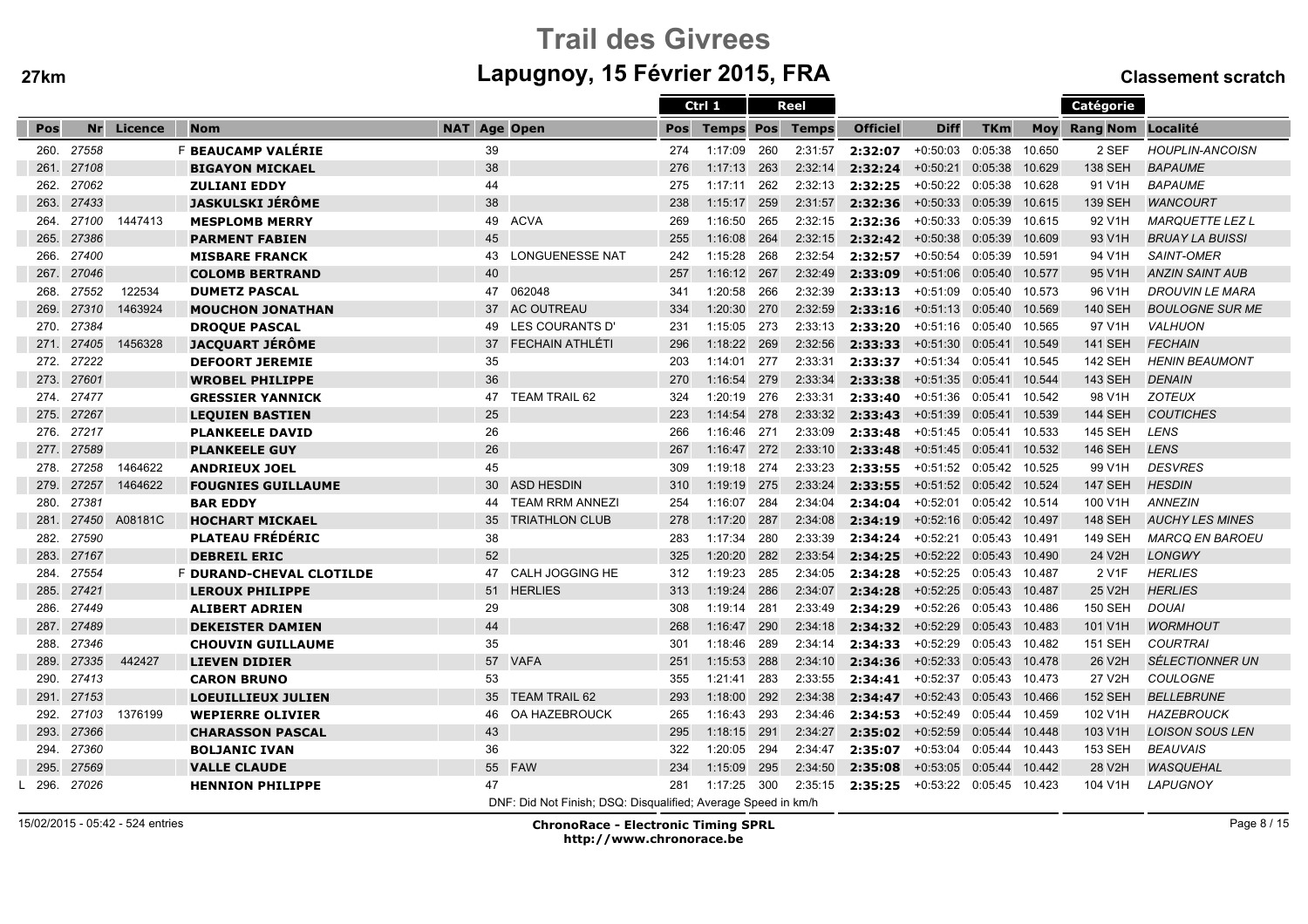# Trail des Givrees

## Lapugnoy, 15 Février 2015, FRA

**27km** — **Classement scratch**

| Pos | Nr | Licence | | Nom | NAT | Age | Open | Ctrl 1 Pos | Ctrl 1 Temps | Reel Pos | Reel Temps | Officiel | Diff | TKm | Moy | Catégorie Rang Nom | Localité |
|---|---|---|---|---|---|---|---|---|---|---|---|---|---|---|---|---|---|
| 260. | 27558 | | F | BEAUCAMP VALÉRIE | | 39 | | 274 | 1:17:09 | 260 | 2:31:57 | 2:32:07 | +0:50:03 | 0:05:38 | 10.650 | 2 SEF | HOUPLIN-ANCOISN |
| 261. | 27108 | | | BIGAYON MICKAEL | | 38 | | 276 | 1:17:13 | 263 | 2:32:14 | 2:32:24 | +0:50:21 | 0:05:38 | 10.629 | 138 SEH | BAPAUME |
| 262. | 27062 | | | ZULIANI EDDY | | 44 | | 275 | 1:17:11 | 262 | 2:32:13 | 2:32:25 | +0:50:22 | 0:05:38 | 10.628 | 91 V1H | BAPAUME |
| 263. | 27433 | | | JASKULSKI JÉRÔME | | 38 | | 238 | 1:15:17 | 259 | 2:31:57 | 2:32:36 | +0:50:33 | 0:05:39 | 10.615 | 139 SEH | WANCOURT |
| 264. | 27100 | 1447413 | | MESPLOMB MERRY | | 49 | ACVA | 269 | 1:16:50 | 265 | 2:32:15 | 2:32:36 | +0:50:33 | 0:05:39 | 10.615 | 92 V1H | MARQUETTE LEZ L |
| 265. | 27386 | | | PARMENT FABIEN | | 45 | | 255 | 1:16:08 | 264 | 2:32:15 | 2:32:42 | +0:50:38 | 0:05:39 | 10.609 | 93 V1H | BRUAY LA BUISSI |
| 266. | 27400 | | | MISBARE FRANCK | | 43 | LONGUENESSE NAT | 242 | 1:15:28 | 268 | 2:32:54 | 2:32:57 | +0:50:54 | 0:05:39 | 10.591 | 94 V1H | SAINT-OMER |
| 267. | 27046 | | | COLOMB BERTRAND | | 40 | | 257 | 1:16:12 | 267 | 2:32:49 | 2:33:09 | +0:51:06 | 0:05:40 | 10.577 | 95 V1H | ANZIN SAINT AUB |
| 268. | 27552 | 122534 | | DUMETZ PASCAL | | 47 | 062048 | 341 | 1:20:58 | 266 | 2:32:39 | 2:33:13 | +0:51:09 | 0:05:40 | 10.573 | 96 V1H | DROUVIN LE MARA |
| 269. | 27310 | 1463924 | | MOUCHON JONATHAN | | 37 | AC OUTREAU | 334 | 1:20:30 | 270 | 2:32:59 | 2:33:16 | +0:51:13 | 0:05:40 | 10.569 | 140 SEH | BOULOGNE SUR ME |
| 270. | 27384 | | | DROQUE PASCAL | | 49 | LES COURANTS D' | 231 | 1:15:05 | 273 | 2:33:13 | 2:33:20 | +0:51:16 | 0:05:40 | 10.565 | 97 V1H | VALHUON |
| 271. | 27405 | 1456328 | | JACQUART JÉRÔME | | 37 | FECHAIN ATHLÉTI | 296 | 1:18:22 | 269 | 2:32:56 | 2:33:33 | +0:51:30 | 0:05:41 | 10.549 | 141 SEH | FECHAIN |
| 272. | 27222 | | | DEFOORT JEREMIE | | 35 | | 203 | 1:14:01 | 277 | 2:33:31 | 2:33:37 | +0:51:34 | 0:05:41 | 10.545 | 142 SEH | HENIN BEAUMONT |
| 273. | 27601 | | | WROBEL PHILIPPE | | 36 | | 270 | 1:16:54 | 279 | 2:33:34 | 2:33:38 | +0:51:35 | 0:05:41 | 10.544 | 143 SEH | DENAIN |
| 274. | 27477 | | | GRESSIER YANNICK | | 47 | TEAM TRAIL 62 | 324 | 1:20:19 | 276 | 2:33:31 | 2:33:40 | +0:51:36 | 0:05:41 | 10.542 | 98 V1H | ZOTEUX |
| 275. | 27267 | | | LEQUIEN BASTIEN | | 25 | | 223 | 1:14:54 | 278 | 2:33:32 | 2:33:43 | +0:51:39 | 0:05:41 | 10.539 | 144 SEH | COUTICHES |
| 276. | 27217 | | | PLANKEELE DAVID | | 26 | | 266 | 1:16:46 | 271 | 2:33:09 | 2:33:48 | +0:51:45 | 0:05:41 | 10.533 | 145 SEH | LENS |
| 277. | 27589 | | | PLANKEELE GUY | | 26 | | 267 | 1:16:47 | 272 | 2:33:10 | 2:33:48 | +0:51:45 | 0:05:41 | 10.532 | 146 SEH | LENS |
| 278. | 27258 | 1464622 | | ANDRIEUX JOEL | | 45 | | 309 | 1:19:18 | 274 | 2:33:23 | 2:33:55 | +0:51:52 | 0:05:42 | 10.525 | 99 V1H | DESVRES |
| 279. | 27257 | 1464622 | | FOUGNIES GUILLAUME | | 30 | ASD HESDIN | 310 | 1:19:19 | 275 | 2:33:24 | 2:33:55 | +0:51:52 | 0:05:42 | 10.524 | 147 SEH | HESDIN |
| 280. | 27381 | | | BAR EDDY | | 44 | TEAM RRM ANNEZI | 254 | 1:16:07 | 284 | 2:34:04 | 2:34:04 | +0:52:01 | 0:05:42 | 10.514 | 100 V1H | ANNEZIN |
| 281. | 27450 | A08181C | | HOCHART MICKAEL | | 35 | TRIATHLON CLUB | 278 | 1:17:20 | 287 | 2:34:08 | 2:34:19 | +0:52:16 | 0:05:42 | 10.497 | 148 SEH | AUCHY LES MINES |
| 282. | 27590 | | | PLATEAU FRÉDÉRIC | | 38 | | 283 | 1:17:34 | 280 | 2:33:39 | 2:34:24 | +0:52:21 | 0:05:43 | 10.491 | 149 SEH | MARCQ EN BAROEU |
| 283. | 27167 | | | DEBREIL ERIC | | 52 | | 325 | 1:20:20 | 282 | 2:33:54 | 2:34:25 | +0:52:22 | 0:05:43 | 10.490 | 24 V2H | LONGWY |
| 284. | 27554 | | F | DURAND-CHEVAL CLOTILDE | | 47 | CALH JOGGING HE | 312 | 1:19:23 | 285 | 2:34:05 | 2:34:28 | +0:52:25 | 0:05:43 | 10.487 | 2 V1F | HERLIES |
| 285. | 27421 | | | LEROUX PHILIPPE | | 51 | HERLIES | 313 | 1:19:24 | 286 | 2:34:07 | 2:34:28 | +0:52:25 | 0:05:43 | 10.487 | 25 V2H | HERLIES |
| 286. | 27449 | | | ALIBERT ADRIEN | | 29 | | 308 | 1:19:14 | 281 | 2:33:49 | 2:34:29 | +0:52:26 | 0:05:43 | 10.486 | 150 SEH | DOUAI |
| 287. | 27489 | | | DEKEISTER DAMIEN | | 44 | | 268 | 1:16:47 | 290 | 2:34:18 | 2:34:32 | +0:52:29 | 0:05:43 | 10.483 | 101 V1H | WORMHOUT |
| 288. | 27346 | | | CHOUVIN GUILLAUME | | 35 | | 301 | 1:18:46 | 289 | 2:34:14 | 2:34:33 | +0:52:29 | 0:05:43 | 10.482 | 151 SEH | COURTRAI |
| 289. | 27335 | 442427 | | LIEVEN DIDIER | | 57 | VAFA | 251 | 1:15:53 | 288 | 2:34:10 | 2:34:36 | +0:52:33 | 0:05:43 | 10.478 | 26 V2H | SÉLECTIONNER UN |
| 290. | 27413 | | | CARON BRUNO | | 53 | | 355 | 1:21:41 | 283 | 2:33:55 | 2:34:41 | +0:52:37 | 0:05:43 | 10.473 | 27 V2H | COULOGNE |
| 291. | 27153 | | | LOEUILLIEUX JULIEN | | 35 | TEAM TRAIL 62 | 293 | 1:18:00 | 292 | 2:34:38 | 2:34:47 | +0:52:43 | 0:05:43 | 10.466 | 152 SEH | BELLEBRUNE |
| 292. | 27103 | 1376199 | | WEPIERRE OLIVIER | | 46 | OA HAZEBROUCK | 265 | 1:16:43 | 293 | 2:34:46 | 2:34:53 | +0:52:49 | 0:05:44 | 10.459 | 102 V1H | HAZEBROUCK |
| 293. | 27366 | | | CHARASSON PASCAL | | 43 | | 295 | 1:18:15 | 291 | 2:34:27 | 2:35:02 | +0:52:59 | 0:05:44 | 10.448 | 103 V1H | LOISON SOUS LEN |
| 294. | 27360 | | | BOLJANIC IVAN | | 36 | | 322 | 1:20:05 | 294 | 2:34:47 | 2:35:07 | +0:53:04 | 0:05:44 | 10.443 | 153 SEH | BEAUVAIS |
| 295. | 27569 | | | VALLE CLAUDE | | 55 | FAW | 234 | 1:15:09 | 295 | 2:34:50 | 2:35:08 | +0:53:05 | 0:05:44 | 10.442 | 28 V2H | WASQUEHAL |
| L 296. | 27026 | | | HENNION PHILIPPE | | 47 | | 281 | 1:17:25 | 300 | 2:35:15 | 2:35:25 | +0:53:22 | 0:05:45 | 10.423 | 104 V1H | LAPUGNOY |

DNF: Did Not Finish; DSQ: Disqualified; Average Speed in km/h

15/02/2015 - 05:42 - 524 entries

**ChronoRace - Electronic Timing SPRL**
**http://www.chronorace.be**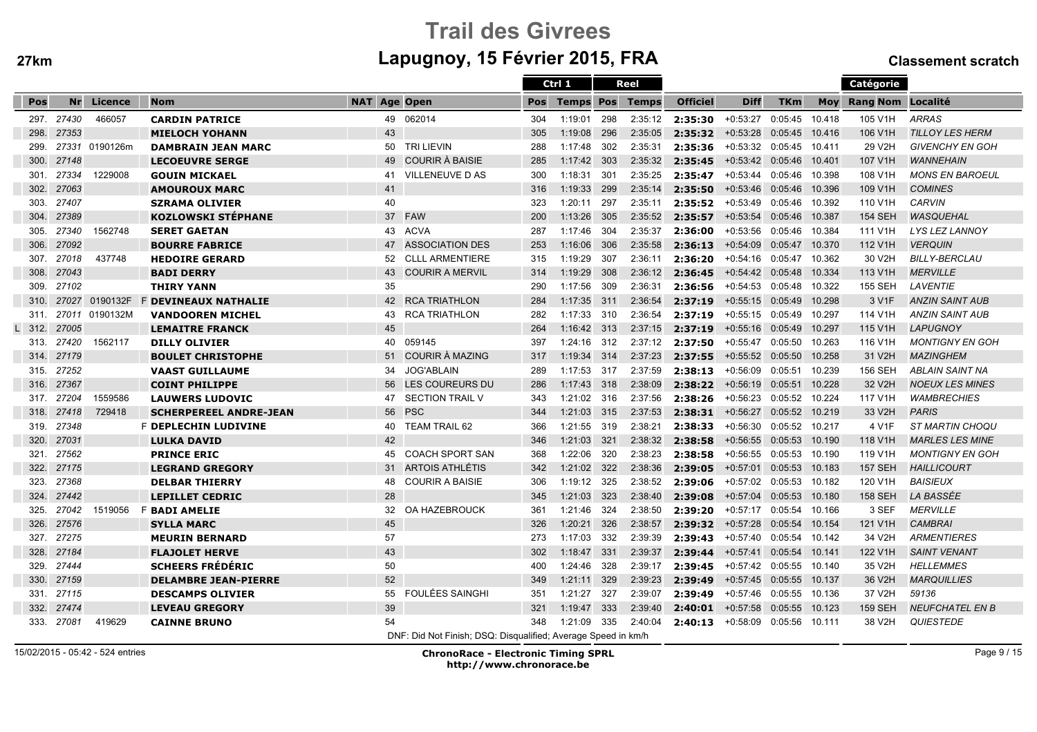# Trail des Givrees

## Lapugnoy, 15 Février 2015, FRA

**27km** — **Classement scratch**

| Pos | Nr | Licence | Nom | NAT | Age | Open | Ctrl 1 Pos | Ctrl 1 Temps | Reel Pos | Reel Temps | Officiel | Diff | TKm | Moy | Catégorie Rang Nom | Localité |
|---|---|---|---|---|---|---|---|---|---|---|---|---|---|---|---|---|
| 297. | 27430 | 466057 | **CARDIN PATRICE** | | 49 | 062014 | 304 | 1:19:01 | 298 | 2:35:12 | **2:35:30** | +0:53:27 | 0:05:45 | 10.418 | 105 V1H | *ARRAS* |
| 298. | 27353 | | **MIELOCH YOHANN** | | 43 | | 305 | 1:19:08 | 296 | 2:35:05 | **2:35:32** | +0:53:28 | 0:05:45 | 10.416 | 106 V1H | *TILLOY LES HERM* |
| 299. | 27331 | 0190126m | **DAMBRAIN JEAN MARC** | | 50 | TRI LIEVIN | 288 | 1:17:48 | 302 | 2:35:31 | **2:35:36** | +0:53:32 | 0:05:45 | 10.411 | 29 V2H | *GIVENCHY EN GOH* |
| 300. | 27148 | | **LECOEUVRE SERGE** | | 49 | COURIR À BAISIE | 285 | 1:17:42 | 303 | 2:35:32 | **2:35:45** | +0:53:42 | 0:05:46 | 10.401 | 107 V1H | *WANNEHAIN* |
| 301. | 27334 | 1229008 | **GOUIN MICKAEL** | | 41 | VILLENEUVE D AS | 300 | 1:18:31 | 301 | 2:35:25 | **2:35:47** | +0:53:44 | 0:05:46 | 10.398 | 108 V1H | *MONS EN BAROEUL* |
| 302. | 27063 | | **AMOUROUX MARC** | | 41 | | 316 | 1:19:33 | 299 | 2:35:14 | **2:35:50** | +0:53:46 | 0:05:46 | 10.396 | 109 V1H | *COMINES* |
| 303. | 27407 | | **SZRAMA OLIVIER** | | 40 | | 323 | 1:20:11 | 297 | 2:35:11 | **2:35:52** | +0:53:49 | 0:05:46 | 10.392 | 110 V1H | *CARVIN* |
| 304. | 27389 | | **KOZLOWSKI STÉPHANE** | | 37 | FAW | 200 | 1:13:26 | 305 | 2:35:52 | **2:35:57** | +0:53:54 | 0:05:46 | 10.387 | 154 SEH | *WASQUEHAL* |
| 305. | 27340 | 1562748 | **SERET GAETAN** | | 43 | ACVA | 287 | 1:17:46 | 304 | 2:35:37 | **2:36:00** | +0:53:56 | 0:05:46 | 10.384 | 111 V1H | *LYS LEZ LANNOY* |
| 306. | 27092 | | **BOURRE FABRICE** | | 47 | ASSOCIATION DES | 253 | 1:16:06 | 306 | 2:35:58 | **2:36:13** | +0:54:09 | 0:05:47 | 10.370 | 112 V1H | *VERQUIN* |
| 307. | 27018 | 437748 | **HEDOIRE GERARD** | | 52 | CLLL ARMENTIERE | 315 | 1:19:29 | 307 | 2:36:11 | **2:36:20** | +0:54:16 | 0:05:47 | 10.362 | 30 V2H | *BILLY-BERCLAU* |
| 308. | 27043 | | **BADI DERRY** | | 43 | COURIR A MERVIL | 314 | 1:19:29 | 308 | 2:36:12 | **2:36:45** | +0:54:42 | 0:05:48 | 10.334 | 113 V1H | *MERVILLE* |
| 309. | 27102 | | **THIRY YANN** | | 35 | | 290 | 1:17:56 | 309 | 2:36:31 | **2:36:56** | +0:54:53 | 0:05:48 | 10.322 | 155 SEH | *LAVENTIE* |
| 310. | 27027 | 0190132F | F **DEVINEAUX NATHALIE** | | 42 | RCA TRIATHLON | 284 | 1:17:35 | 311 | 2:36:54 | **2:37:19** | +0:55:15 | 0:05:49 | 10.298 | 3 V1F | *ANZIN SAINT AUB* |
| 311. | 27011 | 0190132M | **VANDOOREN MICHEL** | | 43 | RCA TRIATHLON | 282 | 1:17:33 | 310 | 2:36:54 | **2:37:19** | +0:55:15 | 0:05:49 | 10.297 | 114 V1H | *ANZIN SAINT AUB* |
| L 312. | 27005 | | **LEMAITRE FRANCK** | | 45 | | 264 | 1:16:42 | 313 | 2:37:15 | **2:37:19** | +0:55:16 | 0:05:49 | 10.297 | 115 V1H | *LAPUGNOY* |
| 313. | 27420 | 1562117 | **DILLY OLIVIER** | | 40 | 059145 | 397 | 1:24:16 | 312 | 2:37:12 | **2:37:50** | +0:55:47 | 0:05:50 | 10.263 | 116 V1H | *MONTIGNY EN GOH* |
| 314. | 27179 | | **BOULET CHRISTOPHE** | | 51 | COURIR À MAZING | 317 | 1:19:34 | 314 | 2:37:23 | **2:37:55** | +0:55:52 | 0:05:50 | 10.258 | 31 V2H | *MAZINGHEM* |
| 315. | 27252 | | **VAAST GUILLAUME** | | 34 | JOG'ABLAIN | 289 | 1:17:53 | 317 | 2:37:59 | **2:38:13** | +0:56:09 | 0:05:51 | 10.239 | 156 SEH | *ABLAIN SAINT NA* |
| 316. | 27367 | | **COINT PHILIPPE** | | 56 | LES COUREURS DU | 286 | 1:17:43 | 318 | 2:38:09 | **2:38:22** | +0:56:19 | 0:05:51 | 10.228 | 32 V2H | *NOEUX LES MINES* |
| 317. | 27204 | 1559586 | **LAUWERS LUDOVIC** | | 47 | SECTION TRAIL V | 343 | 1:21:02 | 316 | 2:37:56 | **2:38:26** | +0:56:23 | 0:05:52 | 10.224 | 117 V1H | *WAMBRECHIES* |
| 318. | 27418 | 729418 | **SCHERPEREEL ANDRE-JEAN** | | 56 | PSC | 344 | 1:21:03 | 315 | 2:37:53 | **2:38:31** | +0:56:27 | 0:05:52 | 10.219 | 33 V2H | *PARIS* |
| 319. | 27348 | | F **DEPLECHIN LUDIVINE** | | 40 | TEAM TRAIL 62 | 366 | 1:21:55 | 319 | 2:38:21 | **2:38:33** | +0:56:30 | 0:05:52 | 10.217 | 4 V1F | *ST MARTIN CHOQU* |
| 320. | 27031 | | **LULKA DAVID** | | 42 | | 346 | 1:21:03 | 321 | 2:38:32 | **2:38:58** | +0:56:55 | 0:05:53 | 10.190 | 118 V1H | *MARLES LES MINE* |
| 321. | 27562 | | **PRINCE ERIC** | | 45 | COACH SPORT SAN | 368 | 1:22:06 | 320 | 2:38:23 | **2:38:58** | +0:56:55 | 0:05:53 | 10.190 | 119 V1H | *MONTIGNY EN GOH* |
| 322. | 27175 | | **LEGRAND GREGORY** | | 31 | ARTOIS ATHLÉTIS | 342 | 1:21:02 | 322 | 2:38:36 | **2:39:05** | +0:57:01 | 0:05:53 | 10.183 | 157 SEH | *HAILLICOURT* |
| 323. | 27368 | | **DELBAR THIERRY** | | 48 | COURIR A BAISIE | 306 | 1:19:12 | 325 | 2:38:52 | **2:39:06** | +0:57:02 | 0:05:53 | 10.182 | 120 V1H | *BAISIEUX* |
| 324. | 27442 | | **LEPILLET CEDRIC** | | 28 | | 345 | 1:21:03 | 323 | 2:38:40 | **2:39:08** | +0:57:04 | 0:05:53 | 10.180 | 158 SEH | *LA BASSÉE* |
| 325. | 27042 | 1519056 | F **BADI AMELIE** | | 32 | OA HAZEBROUCK | 361 | 1:21:46 | 324 | 2:38:50 | **2:39:20** | +0:57:17 | 0:05:54 | 10.166 | 3 SEF | *MERVILLE* |
| 326. | 27576 | | **SYLLA MARC** | | 45 | | 326 | 1:20:21 | 326 | 2:38:57 | **2:39:32** | +0:57:28 | 0:05:54 | 10.154 | 121 V1H | *CAMBRAI* |
| 327. | 27275 | | **MEURIN BERNARD** | | 57 | | 273 | 1:17:03 | 332 | 2:39:39 | **2:39:43** | +0:57:40 | 0:05:54 | 10.142 | 34 V2H | *ARMENTIERES* |
| 328. | 27184 | | **FLAJOLET HERVE** | | 43 | | 302 | 1:18:47 | 331 | 2:39:37 | **2:39:44** | +0:57:41 | 0:05:54 | 10.141 | 122 V1H | *SAINT VENANT* |
| 329. | 27444 | | **SCHEERS FRÉDÉRIC** | | 50 | | 400 | 1:24:46 | 328 | 2:39:17 | **2:39:45** | +0:57:42 | 0:05:55 | 10.140 | 35 V2H | *HELLEMMES* |
| 330. | 27159 | | **DELAMBRE JEAN-PIERRE** | | 52 | | 349 | 1:21:11 | 329 | 2:39:23 | **2:39:49** | +0:57:45 | 0:05:55 | 10.137 | 36 V2H | *MARQUILLIES* |
| 331. | 27115 | | **DESCAMPS OLIVIER** | | 55 | FOULÉES SAINGHI | 351 | 1:21:27 | 327 | 2:39:07 | **2:39:49** | +0:57:46 | 0:05:55 | 10.136 | 37 V2H | *59136* |
| 332. | 27474 | | **LEVEAU GREGORY** | | 39 | | 321 | 1:19:47 | 333 | 2:39:40 | **2:40:01** | +0:57:58 | 0:05:55 | 10.123 | 159 SEH | *NEUFCHATEL EN B* |
| 333. | 27081 | 419629 | **CAINNE BRUNO** | | 54 | | 348 | 1:21:09 | 335 | 2:40:04 | **2:40:13** | +0:58:09 | 0:05:56 | 10.111 | 38 V2H | *QUIESTEDE* |

DNF: Did Not Finish; DSQ: Disqualified; Average Speed in km/h

15/02/2015 - 05:42 - 524 entries

**ChronoRace - Electronic Timing SPRL**
**http://www.chronorace.be**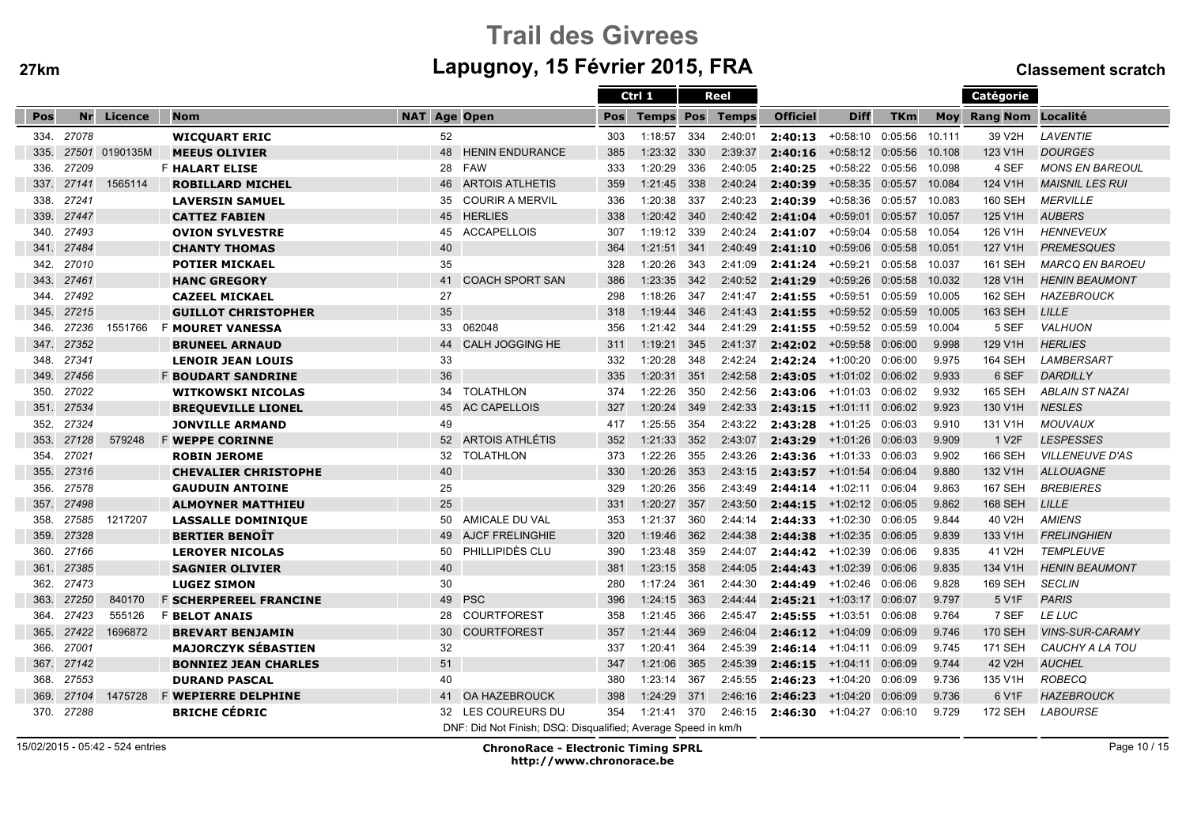# Trail des Givrees

## Lapugnoy, 15 Février 2015, FRA

**27km** — **Classement scratch**

| Pos | Nr | Licence | | Nom | NAT | Age | Open | Ctrl 1 Pos | Ctrl 1 Temps | Reel Pos | Reel Temps | Officiel | Diff | TKm | Moy | Catégorie Rang Nom | Localité |
|---|---|---|---|---|---|---|---|---|---|---|---|---|---|---|---|---|---|
| 334. | 27078 | | | **WICQUART ERIC** | | 52 | | 303 | 1:18:57 | 334 | 2:40:01 | **2:40:13** | +0:58:10 | 0:05:56 | 10.111 | 39 V2H | LAVENTIE |
| 335. | 27501 | 0190135M | | **MEEUS OLIVIER** | | 48 | HENIN ENDURANCE | 385 | 1:23:32 | 330 | 2:39:37 | **2:40:16** | +0:58:12 | 0:05:56 | 10.108 | 123 V1H | DOURGES |
| 336. | 27209 | | F | **HALART ELISE** | | 28 | FAW | 333 | 1:20:29 | 336 | 2:40:05 | **2:40:25** | +0:58:22 | 0:05:56 | 10.098 | 4 SEF | MONS EN BAREOUL |
| 337. | 27141 | 1565114 | | **ROBILLARD MICHEL** | | 46 | ARTOIS ATLHETIS | 359 | 1:21:45 | 338 | 2:40:24 | **2:40:39** | +0:58:35 | 0:05:57 | 10.084 | 124 V1H | MAISNIL LES RUI |
| 338. | 27241 | | | **LAVERSIN SAMUEL** | | 35 | COURIR A MERVIL | 336 | 1:20:38 | 337 | 2:40:23 | **2:40:39** | +0:58:36 | 0:05:57 | 10.083 | 160 SEH | MERVILLE |
| 339. | 27447 | | | **CATTEZ FABIEN** | | 45 | HERLIES | 338 | 1:20:42 | 340 | 2:40:42 | **2:41:04** | +0:59:01 | 0:05:57 | 10.057 | 125 V1H | AUBERS |
| 340. | 27493 | | | **OVION SYLVESTRE** | | 45 | ACCAPELLOIS | 307 | 1:19:12 | 339 | 2:40:24 | **2:41:07** | +0:59:04 | 0:05:58 | 10.054 | 126 V1H | HENNEVEUX |
| 341. | 27484 | | | **CHANTY THOMAS** | | 40 | | 364 | 1:21:51 | 341 | 2:40:49 | **2:41:10** | +0:59:06 | 0:05:58 | 10.051 | 127 V1H | PREMESQUES |
| 342. | 27010 | | | **POTIER MICKAEL** | | 35 | | 328 | 1:20:26 | 343 | 2:41:09 | **2:41:24** | +0:59:21 | 0:05:58 | 10.037 | 161 SEH | MARCQ EN BAROEU |
| 343. | 27461 | | | **HANC GREGORY** | | 41 | COACH SPORT SAN | 386 | 1:23:35 | 342 | 2:40:52 | **2:41:29** | +0:59:26 | 0:05:58 | 10.032 | 128 V1H | HENIN BEAUMONT |
| 344. | 27492 | | | **CAZEEL MICKAEL** | | 27 | | 298 | 1:18:26 | 347 | 2:41:47 | **2:41:55** | +0:59:51 | 0:05:59 | 10.005 | 162 SEH | HAZEBROUCK |
| 345. | 27215 | | | **GUILLOT CHRISTOPHER** | | 35 | | 318 | 1:19:44 | 346 | 2:41:43 | **2:41:55** | +0:59:52 | 0:05:59 | 10.005 | 163 SEH | LILLE |
| 346. | 27236 | 1551766 | F | **MOURET VANESSA** | | 33 | 062048 | 356 | 1:21:42 | 344 | 2:41:29 | **2:41:55** | +0:59:52 | 0:05:59 | 10.004 | 5 SEF | VALHUON |
| 347. | 27352 | | | **BRUNEEL ARNAUD** | | 44 | CALH JOGGING HE | 311 | 1:19:21 | 345 | 2:41:37 | **2:42:02** | +0:59:58 | 0:06:00 | 9.998 | 129 V1H | HERLIES |
| 348. | 27341 | | | **LENOIR JEAN LOUIS** | | 33 | | 332 | 1:20:28 | 348 | 2:42:24 | **2:42:24** | +1:00:20 | 0:06:00 | 9.975 | 164 SEH | LAMBERSART |
| 349. | 27456 | | F | **BOUDART SANDRINE** | | 36 | | 335 | 1:20:31 | 351 | 2:42:58 | **2:43:05** | +1:01:02 | 0:06:02 | 9.933 | 6 SEF | DARDILLY |
| 350. | 27022 | | | **WITKOWSKI NICOLAS** | | 34 | TOLATHLON | 374 | 1:22:26 | 350 | 2:42:56 | **2:43:06** | +1:01:03 | 0:06:02 | 9.932 | 165 SEH | ABLAIN ST NAZAI |
| 351. | 27534 | | | **BREQUEVILLE LIONEL** | | 45 | AC CAPELLOIS | 327 | 1:20:24 | 349 | 2:42:33 | **2:43:15** | +1:01:11 | 0:06:02 | 9.923 | 130 V1H | NESLES |
| 352. | 27324 | | | **JONVILLE ARMAND** | | 49 | | 417 | 1:25:55 | 354 | 2:43:22 | **2:43:28** | +1:01:25 | 0:06:03 | 9.910 | 131 V1H | MOUVAUX |
| 353. | 27128 | 579248 | F | **WEPPE CORINNE** | | 52 | ARTOIS ATHLÉTIS | 352 | 1:21:33 | 352 | 2:43:07 | **2:43:29** | +1:01:26 | 0:06:03 | 9.909 | 1 V2F | LESPESSES |
| 354. | 27021 | | | **ROBIN JEROME** | | 32 | TOLATHLON | 373 | 1:22:26 | 355 | 2:43:26 | **2:43:36** | +1:01:33 | 0:06:03 | 9.902 | 166 SEH | VILLENEUVE D'AS |
| 355. | 27316 | | | **CHEVALIER CHRISTOPHE** | | 40 | | 330 | 1:20:26 | 353 | 2:43:15 | **2:43:57** | +1:01:54 | 0:06:04 | 9.880 | 132 V1H | ALLOUAGNE |
| 356. | 27578 | | | **GAUDUIN ANTOINE** | | 25 | | 329 | 1:20:26 | 356 | 2:43:49 | **2:44:14** | +1:02:11 | 0:06:04 | 9.863 | 167 SEH | BREBIERES |
| 357. | 27498 | | | **ALMOYNER MATTHIEU** | | 25 | | 331 | 1:20:27 | 357 | 2:43:50 | **2:44:15** | +1:02:12 | 0:06:05 | 9.862 | 168 SEH | LILLE |
| 358. | 27585 | 1217207 | | **LASSALLE DOMINIQUE** | | 50 | AMICALE DU VAL | 353 | 1:21:37 | 360 | 2:44:14 | **2:44:33** | +1:02:30 | 0:06:05 | 9.844 | 40 V2H | AMIENS |
| 359. | 27328 | | | **BERTIER BENOÎT** | | 49 | AJCF FRELINGHIE | 320 | 1:19:46 | 362 | 2:44:38 | **2:44:38** | +1:02:35 | 0:06:05 | 9.839 | 133 V1H | FRELINGHIEN |
| 360. | 27166 | | | **LEROYER NICOLAS** | | 50 | PHILLIPIDÈS CLU | 390 | 1:23:48 | 359 | 2:44:07 | **2:44:42** | +1:02:39 | 0:06:06 | 9.835 | 41 V2H | TEMPLEUVE |
| 361. | 27385 | | | **SAGNIER OLIVIER** | | 40 | | 381 | 1:23:15 | 358 | 2:44:05 | **2:44:43** | +1:02:39 | 0:06:06 | 9.835 | 134 V1H | HENIN BEAUMONT |
| 362. | 27473 | | | **LUGEZ SIMON** | | 30 | | 280 | 1:17:24 | 361 | 2:44:30 | **2:44:49** | +1:02:46 | 0:06:06 | 9.828 | 169 SEH | SECLIN |
| 363. | 27250 | 840170 | F | **SCHERPEREEL FRANCINE** | | 49 | PSC | 396 | 1:24:15 | 363 | 2:44:44 | **2:45:21** | +1:03:17 | 0:06:07 | 9.797 | 5 V1F | PARIS |
| 364. | 27423 | 555126 | F | **BELOT ANAIS** | | 28 | COURTFOREST | 358 | 1:21:45 | 366 | 2:45:47 | **2:45:55** | +1:03:51 | 0:06:08 | 9.764 | 7 SEF | LE LUC |
| 365. | 27422 | 1696872 | | **BREVART BENJAMIN** | | 30 | COURTFOREST | 357 | 1:21:44 | 369 | 2:46:04 | **2:46:12** | +1:04:09 | 0:06:09 | 9.746 | 170 SEH | VINS-SUR-CARAMY |
| 366. | 27001 | | | **MAJORCZYK SÉBASTIEN** | | 32 | | 337 | 1:20:41 | 364 | 2:45:39 | **2:46:14** | +1:04:11 | 0:06:09 | 9.745 | 171 SEH | CAUCHY A LA TOU |
| 367. | 27142 | | | **BONNIEZ JEAN CHARLES** | | 51 | | 347 | 1:21:06 | 365 | 2:45:39 | **2:46:15** | +1:04:11 | 0:06:09 | 9.744 | 42 V2H | AUCHEL |
| 368. | 27553 | | | **DURAND PASCAL** | | 40 | | 380 | 1:23:14 | 367 | 2:45:55 | **2:46:23** | +1:04:20 | 0:06:09 | 9.736 | 135 V1H | ROBECQ |
| 369. | 27104 | 1475728 | F | **WEPIERRE DELPHINE** | | 41 | OA HAZEBROUCK | 398 | 1:24:29 | 371 | 2:46:16 | **2:46:23** | +1:04:20 | 0:06:09 | 9.736 | 6 V1F | HAZEBROUCK |
| 370. | 27288 | | | **BRICHE CÉDRIC** | | 32 | LES COUREURS DU | 354 | 1:21:41 | 370 | 2:46:15 | **2:46:30** | +1:04:27 | 0:06:10 | 9.729 | 172 SEH | LABOURSE |

DNF: Did Not Finish; DSQ: Disqualified; Average Speed in km/h

15/02/2015 - 05:42 - 524 entries

**ChronoRace - Electronic Timing SPRL**
**http://www.chronorace.be**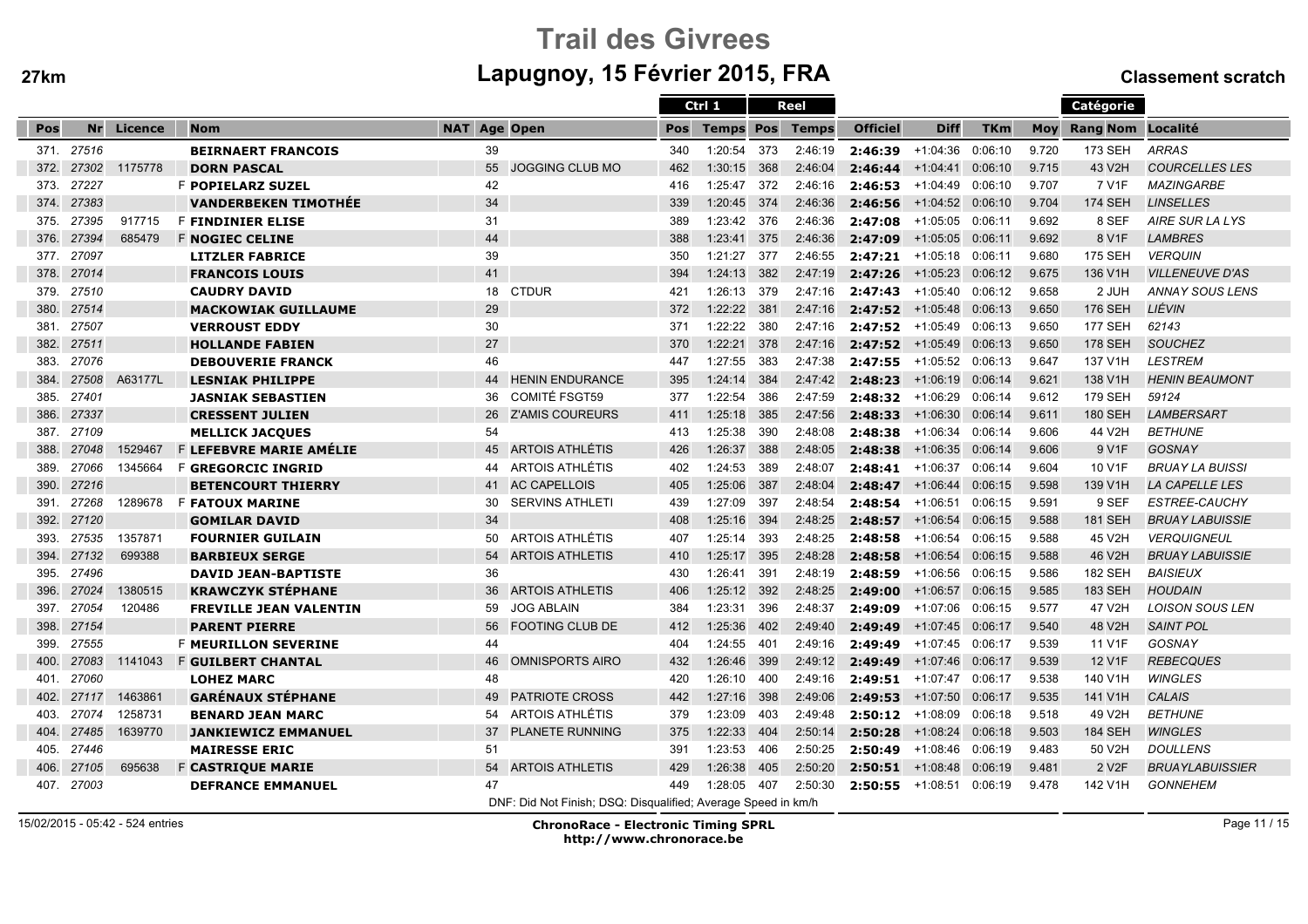# Trail des Givrees

## Lapugnoy, 15 Février 2015, FRA

27km

Classement scratch

| | | | | | | | Ctrl 1 | | Reel | | | | | | Catégorie | |
|---|---|---|---|---|---|---|---|---|---|---|---|---|---|---|---|---|
| Pos | Nr | Licence | Nom | NAT | Age | Open | Pos | Temps | Pos | Temps | Officiel | Diff | TKm | Moy | Rang Nom | Localité |
| 371. | 27516 | | BEIRNAERT FRANCOIS | | 39 | | 340 | 1:20:54 | 373 | 2:46:19 | 2:46:39 | +1:04:36 | 0:06:10 | 9.720 | 173 SEH | ARRAS |
| 372. | 27302 | 1175778 | DORN PASCAL | | 55 | JOGGING CLUB MO | 462 | 1:30:15 | 368 | 2:46:04 | 2:46:44 | +1:04:41 | 0:06:10 | 9.715 | 43 V2H | COURCELLES LES |
| 373. | 27227 | | F POPIELARZ SUZEL | | 42 | | 416 | 1:25:47 | 372 | 2:46:16 | 2:46:53 | +1:04:49 | 0:06:10 | 9.707 | 7 V1F | MAZINGARBE |
| 374. | 27383 | | VANDERBEKEN TIMOTHÉE | | 34 | | 339 | 1:20:45 | 374 | 2:46:36 | 2:46:56 | +1:04:52 | 0:06:10 | 9.704 | 174 SEH | LINSELLES |
| 375. | 27395 | 917715 | F FINDINIER ELISE | | 31 | | 389 | 1:23:42 | 376 | 2:46:36 | 2:47:08 | +1:05:05 | 0:06:11 | 9.692 | 8 SEF | AIRE SUR LA LYS |
| 376. | 27394 | 685479 | F NOGIEC CELINE | | 44 | | 388 | 1:23:41 | 375 | 2:46:36 | 2:47:09 | +1:05:05 | 0:06:11 | 9.692 | 8 V1F | LAMBRES |
| 377. | 27097 | | LITZLER FABRICE | | 39 | | 350 | 1:21:27 | 377 | 2:46:55 | 2:47:21 | +1:05:18 | 0:06:11 | 9.680 | 175 SEH | VERQUIN |
| 378. | 27014 | | FRANCOIS LOUIS | | 41 | | 394 | 1:24:13 | 382 | 2:47:19 | 2:47:26 | +1:05:23 | 0:06:12 | 9.675 | 136 V1H | VILLENEUVE D'AS |
| 379. | 27510 | | CAUDRY DAVID | | 18 | CTDUR | 421 | 1:26:13 | 379 | 2:47:16 | 2:47:43 | +1:05:40 | 0:06:12 | 9.658 | 2 JUH | ANNAY SOUS LENS |
| 380. | 27514 | | MACKOWIAK GUILLAUME | | 29 | | 372 | 1:22:22 | 381 | 2:47:16 | 2:47:52 | +1:05:48 | 0:06:13 | 9.650 | 176 SEH | LIÉVIN |
| 381. | 27507 | | VERROUST EDDY | | 30 | | 371 | 1:22:22 | 380 | 2:47:16 | 2:47:52 | +1:05:49 | 0:06:13 | 9.650 | 177 SEH | 62143 |
| 382. | 27511 | | HOLLANDE FABIEN | | 27 | | 370 | 1:22:21 | 378 | 2:47:16 | 2:47:52 | +1:05:49 | 0:06:13 | 9.650 | 178 SEH | SOUCHEZ |
| 383. | 27076 | | DEBOUVERIE FRANCK | | 46 | | 447 | 1:27:55 | 383 | 2:47:38 | 2:47:55 | +1:05:52 | 0:06:13 | 9.647 | 137 V1H | LESTREM |
| 384. | 27508 | A63177L | LESNIAK PHILIPPE | | 44 | HENIN ENDURANCE | 395 | 1:24:14 | 384 | 2:47:42 | 2:48:23 | +1:06:19 | 0:06:14 | 9.621 | 138 V1H | HENIN BEAUMONT |
| 385. | 27401 | | JASNIAK SEBASTIEN | | 36 | COMITÉ FSGT59 | 377 | 1:22:54 | 386 | 2:47:59 | 2:48:32 | +1:06:29 | 0:06:14 | 9.612 | 179 SEH | 59124 |
| 386. | 27337 | | CRESSENT JULIEN | | 26 | Z'AMIS COUREURS | 411 | 1:25:18 | 385 | 2:47:56 | 2:48:33 | +1:06:30 | 0:06:14 | 9.611 | 180 SEH | LAMBERSART |
| 387. | 27109 | | MELLICK JACQUES | | 54 | | 413 | 1:25:38 | 390 | 2:48:08 | 2:48:38 | +1:06:34 | 0:06:14 | 9.606 | 44 V2H | BETHUNE |
| 388. | 27048 | 1529467 | F LEFEBVRE MARIE AMÉLIE | | 45 | ARTOIS ATHLÉTIS | 426 | 1:26:37 | 388 | 2:48:05 | 2:48:38 | +1:06:35 | 0:06:14 | 9.606 | 9 V1F | GOSNAY |
| 389. | 27066 | 1345664 | F GREGORCIC INGRID | | 44 | ARTOIS ATHLÉTIS | 402 | 1:24:53 | 389 | 2:48:07 | 2:48:41 | +1:06:37 | 0:06:14 | 9.604 | 10 V1F | BRUAY LA BUISSI |
| 390. | 27216 | | BETENCOURT THIERRY | | 41 | AC CAPELLOIS | 405 | 1:25:06 | 387 | 2:48:04 | 2:48:47 | +1:06:44 | 0:06:15 | 9.598 | 139 V1H | LA CAPELLE LES |
| 391. | 27268 | 1289678 | F FATOUX MARINE | | 30 | SERVINS ATHLETI | 439 | 1:27:09 | 397 | 2:48:54 | 2:48:54 | +1:06:51 | 0:06:15 | 9.591 | 9 SEF | ESTREE-CAUCHY |
| 392. | 27120 | | GOMILAR DAVID | | 34 | | 408 | 1:25:16 | 394 | 2:48:25 | 2:48:57 | +1:06:54 | 0:06:15 | 9.588 | 181 SEH | BRUAY LABUISSIE |
| 393. | 27535 | 1357871 | FOURNIER GUILAIN | | 50 | ARTOIS ATHLÉTIS | 407 | 1:25:14 | 393 | 2:48:25 | 2:48:58 | +1:06:54 | 0:06:15 | 9.588 | 45 V2H | VERQUIGNEUL |
| 394. | 27132 | 699388 | BARBIEUX SERGE | | 54 | ARTOIS ATHLETIS | 410 | 1:25:17 | 395 | 2:48:28 | 2:48:58 | +1:06:54 | 0:06:15 | 9.588 | 46 V2H | BRUAY LABUISSIE |
| 395. | 27496 | | DAVID JEAN-BAPTISTE | | 36 | | 430 | 1:26:41 | 391 | 2:48:19 | 2:48:59 | +1:06:56 | 0:06:15 | 9.586 | 182 SEH | BAISIEUX |
| 396. | 27024 | 1380515 | KRAWCZYK STÉPHANE | | 36 | ARTOIS ATHLETIS | 406 | 1:25:12 | 392 | 2:48:25 | 2:49:00 | +1:06:57 | 0:06:15 | 9.585 | 183 SEH | HOUDAIN |
| 397. | 27054 | 120486 | FREVILLE JEAN VALENTIN | | 59 | JOG ABLAIN | 384 | 1:23:31 | 396 | 2:48:37 | 2:49:09 | +1:07:06 | 0:06:15 | 9.577 | 47 V2H | LOISON SOUS LEN |
| 398. | 27154 | | PARENT PIERRE | | 56 | FOOTING CLUB DE | 412 | 1:25:36 | 402 | 2:49:40 | 2:49:49 | +1:07:45 | 0:06:17 | 9.540 | 48 V2H | SAINT POL |
| 399. | 27555 | | F MEURILLON SEVERINE | | 44 | | 404 | 1:24:55 | 401 | 2:49:16 | 2:49:49 | +1:07:45 | 0:06:17 | 9.539 | 11 V1F | GOSNAY |
| 400. | 27083 | 1141043 | F GUILBERT CHANTAL | | 46 | OMNISPORTS AIRO | 432 | 1:26:46 | 399 | 2:49:12 | 2:49:49 | +1:07:46 | 0:06:17 | 9.539 | 12 V1F | REBECQUES |
| 401. | 27060 | | LOHEZ MARC | | 48 | | 420 | 1:26:10 | 400 | 2:49:16 | 2:49:51 | +1:07:47 | 0:06:17 | 9.538 | 140 V1H | WINGLES |
| 402. | 27117 | 1463861 | GARÉNAUX STÉPHANE | | 49 | PATRIOTE CROSS | 442 | 1:27:16 | 398 | 2:49:06 | 2:49:53 | +1:07:50 | 0:06:17 | 9.535 | 141 V1H | CALAIS |
| 403. | 27074 | 1258731 | BENARD JEAN MARC | | 54 | ARTOIS ATHLÉTIS | 379 | 1:23:09 | 403 | 2:49:48 | 2:50:12 | +1:08:09 | 0:06:18 | 9.518 | 49 V2H | BETHUNE |
| 404. | 27485 | 1639770 | JANKIEWICZ EMMANUEL | | 37 | PLANETE RUNNING | 375 | 1:22:33 | 404 | 2:50:14 | 2:50:28 | +1:08:24 | 0:06:18 | 9.503 | 184 SEH | WINGLES |
| 405. | 27446 | | MAIRESSE ERIC | | 51 | | 391 | 1:23:53 | 406 | 2:50:25 | 2:50:49 | +1:08:46 | 0:06:19 | 9.483 | 50 V2H | DOULLENS |
| 406. | 27105 | 695638 | F CASTRIQUE MARIE | | 54 | ARTOIS ATHLETIS | 429 | 1:26:38 | 405 | 2:50:20 | 2:50:51 | +1:08:48 | 0:06:19 | 9.481 | 2 V2F | BRUAYLABUISSIER |
| 407. | 27003 | | DEFRANCE EMMANUEL | | 47 | | 449 | 1:28:05 | 407 | 2:50:30 | 2:50:55 | +1:08:51 | 0:06:19 | 9.478 | 142 V1H | GONNEHEM |

DNF: Did Not Finish; DSQ: Disqualified; Average Speed in km/h

15/02/2015 - 05:42 - 524 entries

ChronoRace - Electronic Timing SPRL
http://www.chronorace.be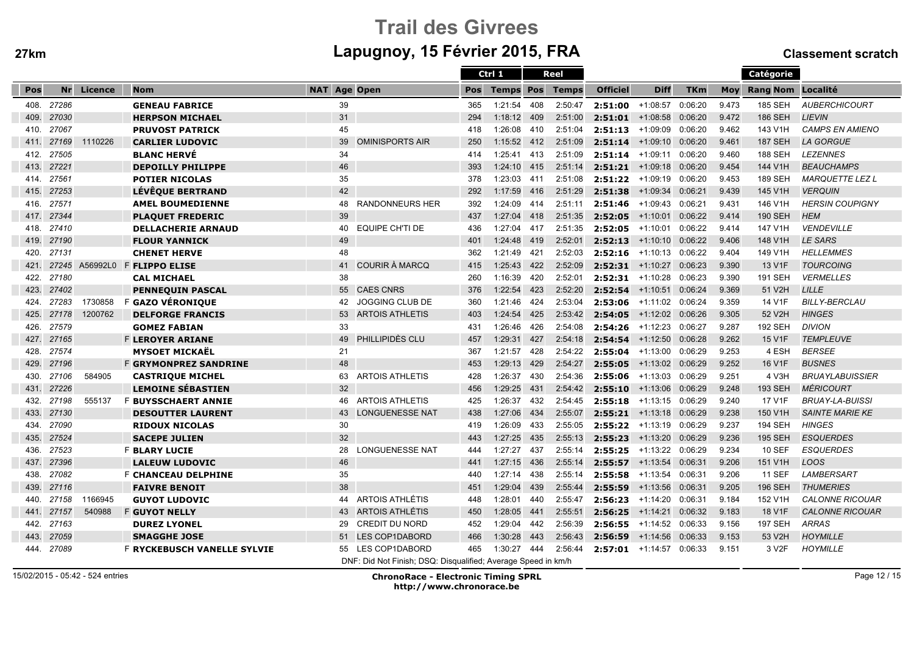# Trail des Givrees

## Lapugnoy, 15 Février 2015, FRA

**27km** — **Classement scratch**

| Pos | Nr | Licence | | Nom | NAT | Age | Open | Ctrl 1 Pos | Ctrl 1 Temps | Reel Pos | Reel Temps | Officiel | Diff | TKm | Moy | Catégorie Rang Nom | Localité |
|---|---|---|---|---|---|---|---|---|---|---|---|---|---|---|---|---|---|
| 408. | 27286 | | | GENEAU FABRICE | | 39 | | 365 | 1:21:54 | 408 | 2:50:47 | 2:51:00 | +1:08:57 | 0:06:20 | 9.473 | 185 SEH | AUBERCHICOURT |
| 409. | 27030 | | | HERPSON MICHAEL | | 31 | | 294 | 1:18:12 | 409 | 2:51:00 | 2:51:01 | +1:08:58 | 0:06:20 | 9.472 | 186 SEH | LIEVIN |
| 410. | 27067 | | | PRUVOST PATRICK | | 45 | | 418 | 1:26:08 | 410 | 2:51:04 | 2:51:13 | +1:09:09 | 0:06:20 | 9.462 | 143 V1H | CAMPS EN AMIENO |
| 411. | 27169 | 1110226 | | CARLIER LUDOVIC | | 39 | OMINISPORTS AIR | 250 | 1:15:52 | 412 | 2:51:09 | 2:51:14 | +1:09:10 | 0:06:20 | 9.461 | 187 SEH | LA GORGUE |
| 412. | 27505 | | | BLANC HERVÉ | | 34 | | 414 | 1:25:41 | 413 | 2:51:09 | 2:51:14 | +1:09:11 | 0:06:20 | 9.460 | 188 SEH | LEZENNES |
| 413. | 27221 | | | DEPOILLY PHILIPPE | | 46 | | 393 | 1:24:10 | 415 | 2:51:14 | 2:51:21 | +1:09:18 | 0:06:20 | 9.454 | 144 V1H | BEAUCHAMPS |
| 414. | 27561 | | | POTIER NICOLAS | | 35 | | 378 | 1:23:03 | 411 | 2:51:08 | 2:51:22 | +1:09:19 | 0:06:20 | 9.453 | 189 SEH | MARQUETTE LEZ L |
| 415. | 27253 | | | LÉVÊQUE BERTRAND | | 42 | | 292 | 1:17:59 | 416 | 2:51:29 | 2:51:38 | +1:09:34 | 0:06:21 | 9.439 | 145 V1H | VERQUIN |
| 416. | 27571 | | | AMEL BOUMEDIENNE | | 48 | RANDONNEURS HER | 392 | 1:24:09 | 414 | 2:51:11 | 2:51:46 | +1:09:43 | 0:06:21 | 9.431 | 146 V1H | HERSIN COUPIGNY |
| 417. | 27344 | | | PLAQUET FREDERIC | | 39 | | 437 | 1:27:04 | 418 | 2:51:35 | 2:52:05 | +1:10:01 | 0:06:22 | 9.414 | 190 SEH | HEM |
| 418. | 27410 | | | DELLACHERIE ARNAUD | | 40 | EQUIPE CH'TI DE | 436 | 1:27:04 | 417 | 2:51:35 | 2:52:05 | +1:10:01 | 0:06:22 | 9.414 | 147 V1H | VENDEVILLE |
| 419. | 27190 | | | FLOUR YANNICK | | 49 | | 401 | 1:24:48 | 419 | 2:52:01 | 2:52:13 | +1:10:10 | 0:06:22 | 9.406 | 148 V1H | LE SARS |
| 420. | 27131 | | | CHENET HERVE | | 48 | | 362 | 1:21:49 | 421 | 2:52:03 | 2:52:16 | +1:10:13 | 0:06:22 | 9.404 | 149 V1H | HELLEMMES |
| 421. | 27245 | A56992L0 | F | FLIPPO ELISE | | 41 | COURIR À MARCQ | 415 | 1:25:43 | 422 | 2:52:09 | 2:52:31 | +1:10:27 | 0:06:23 | 9.390 | 13 V1F | TOURCOING |
| 422. | 27180 | | | CAL MICHAEL | | 38 | | 260 | 1:16:39 | 420 | 2:52:01 | 2:52:31 | +1:10:28 | 0:06:23 | 9.390 | 191 SEH | VERMELLES |
| 423. | 27402 | | | PENNEQUIN PASCAL | | 55 | CAES CNRS | 376 | 1:22:54 | 423 | 2:52:20 | 2:52:54 | +1:10:51 | 0:06:24 | 9.369 | 51 V2H | LILLE |
| 424. | 27283 | 1730858 | F | GAZO VÉRONIQUE | | 42 | JOGGING CLUB DE | 360 | 1:21:46 | 424 | 2:53:04 | 2:53:06 | +1:11:02 | 0:06:24 | 9.359 | 14 V1F | BILLY-BERCLAU |
| 425. | 27178 | 1200762 | | DELFORGE FRANCIS | | 53 | ARTOIS ATHLETIS | 403 | 1:24:54 | 425 | 2:53:42 | 2:54:05 | +1:12:02 | 0:06:26 | 9.305 | 52 V2H | HINGES |
| 426. | 27579 | | | GOMEZ FABIAN | | 33 | | 431 | 1:26:46 | 426 | 2:54:08 | 2:54:26 | +1:12:23 | 0:06:27 | 9.287 | 192 SEH | DIVION |
| 427. | 27165 | | F | LEROYER ARIANE | | 49 | PHILLIPIDÈS CLU | 457 | 1:29:31 | 427 | 2:54:18 | 2:54:54 | +1:12:50 | 0:06:28 | 9.262 | 15 V1F | TEMPLEUVE |
| 428. | 27574 | | | MYSOET MICKAËL | | 21 | | 367 | 1:21:57 | 428 | 2:54:22 | 2:55:04 | +1:13:00 | 0:06:29 | 9.253 | 4 ESH | BERSEE |
| 429. | 27196 | | F | GRYMONPREZ SANDRINE | | 48 | | 453 | 1:29:13 | 429 | 2:54:27 | 2:55:05 | +1:13:02 | 0:06:29 | 9.252 | 16 V1F | BUSNES |
| 430. | 27106 | 584905 | | CASTRIQUE MICHEL | | 63 | ARTOIS ATHLETIS | 428 | 1:26:37 | 430 | 2:54:36 | 2:55:06 | +1:13:03 | 0:06:29 | 9.251 | 4 V3H | BRUAYLABUISSIER |
| 431. | 27226 | | | LEMOINE SÉBASTIEN | | 32 | | 456 | 1:29:25 | 431 | 2:54:42 | 2:55:10 | +1:13:06 | 0:06:29 | 9.248 | 193 SEH | MÉRICOURT |
| 432. | 27198 | 555137 | F | BUYSSCHAERT ANNIE | | 46 | ARTOIS ATHLETIS | 425 | 1:26:37 | 432 | 2:54:45 | 2:55:18 | +1:13:15 | 0:06:29 | 9.240 | 17 V1F | BRUAY-LA-BUISSI |
| 433. | 27130 | | | DESOUTTER LAURENT | | 43 | LONGUENESSE NAT | 438 | 1:27:06 | 434 | 2:55:07 | 2:55:21 | +1:13:18 | 0:06:29 | 9.238 | 150 V1H | SAINTE MARIE KE |
| 434. | 27090 | | | RIDOUX NICOLAS | | 30 | | 419 | 1:26:09 | 433 | 2:55:05 | 2:55:22 | +1:13:19 | 0:06:29 | 9.237 | 194 SEH | HINGES |
| 435. | 27524 | | | SACEPE JULIEN | | 32 | | 443 | 1:27:25 | 435 | 2:55:13 | 2:55:23 | +1:13:20 | 0:06:29 | 9.236 | 195 SEH | ESQUERDES |
| 436. | 27523 | | F | BLARY LUCIE | | 28 | LONGUENESSE NAT | 444 | 1:27:27 | 437 | 2:55:14 | 2:55:25 | +1:13:22 | 0:06:29 | 9.234 | 10 SEF | ESQUERDES |
| 437. | 27396 | | | LALEUW LUDOVIC | | 46 | | 441 | 1:27:15 | 436 | 2:55:14 | 2:55:57 | +1:13:54 | 0:06:31 | 9.206 | 151 V1H | LOOS |
| 438. | 27082 | | F | CHANCEAU DELPHINE | | 35 | | 440 | 1:27:14 | 438 | 2:55:14 | 2:55:58 | +1:13:54 | 0:06:31 | 9.206 | 11 SEF | LAMBERSART |
| 439. | 27116 | | | FAIVRE BENOIT | | 38 | | 451 | 1:29:04 | 439 | 2:55:44 | 2:55:59 | +1:13:56 | 0:06:31 | 9.205 | 196 SEH | THUMERIES |
| 440. | 27158 | 1166945 | | GUYOT LUDOVIC | | 44 | ARTOIS ATHLÉTIS | 448 | 1:28:01 | 440 | 2:55:47 | 2:56:23 | +1:14:20 | 0:06:31 | 9.184 | 152 V1H | CALONNE RICOUAR |
| 441. | 27157 | 540988 | F | GUYOT NELLY | | 43 | ARTOIS ATHLÉTIS | 450 | 1:28:05 | 441 | 2:55:51 | 2:56:25 | +1:14:21 | 0:06:32 | 9.183 | 18 V1F | CALONNE RICOUAR |
| 442. | 27163 | | | DUREZ LYONEL | | 29 | CREDIT DU NORD | 452 | 1:29:04 | 442 | 2:56:39 | 2:56:55 | +1:14:52 | 0:06:33 | 9.156 | 197 SEH | ARRAS |
| 443. | 27059 | | | SMAGGHE JOSE | | 51 | LES COP1DABORD | 466 | 1:30:28 | 443 | 2:56:43 | 2:56:59 | +1:14:56 | 0:06:33 | 9.153 | 53 V2H | HOYMILLE |
| 444. | 27089 | | F | RYCKEBUSCH VANELLE SYLVIE | | 55 | LES COP1DABORD | 465 | 1:30:27 | 444 | 2:56:44 | 2:57:01 | +1:14:57 | 0:06:33 | 9.151 | 3 V2F | HOYMILLE |

DNF: Did Not Finish; DSQ: Disqualified; Average Speed in km/h

15/02/2015 - 05:42 - 524 entries

**ChronoRace - Electronic Timing SPRL**
**http://www.chronorace.be**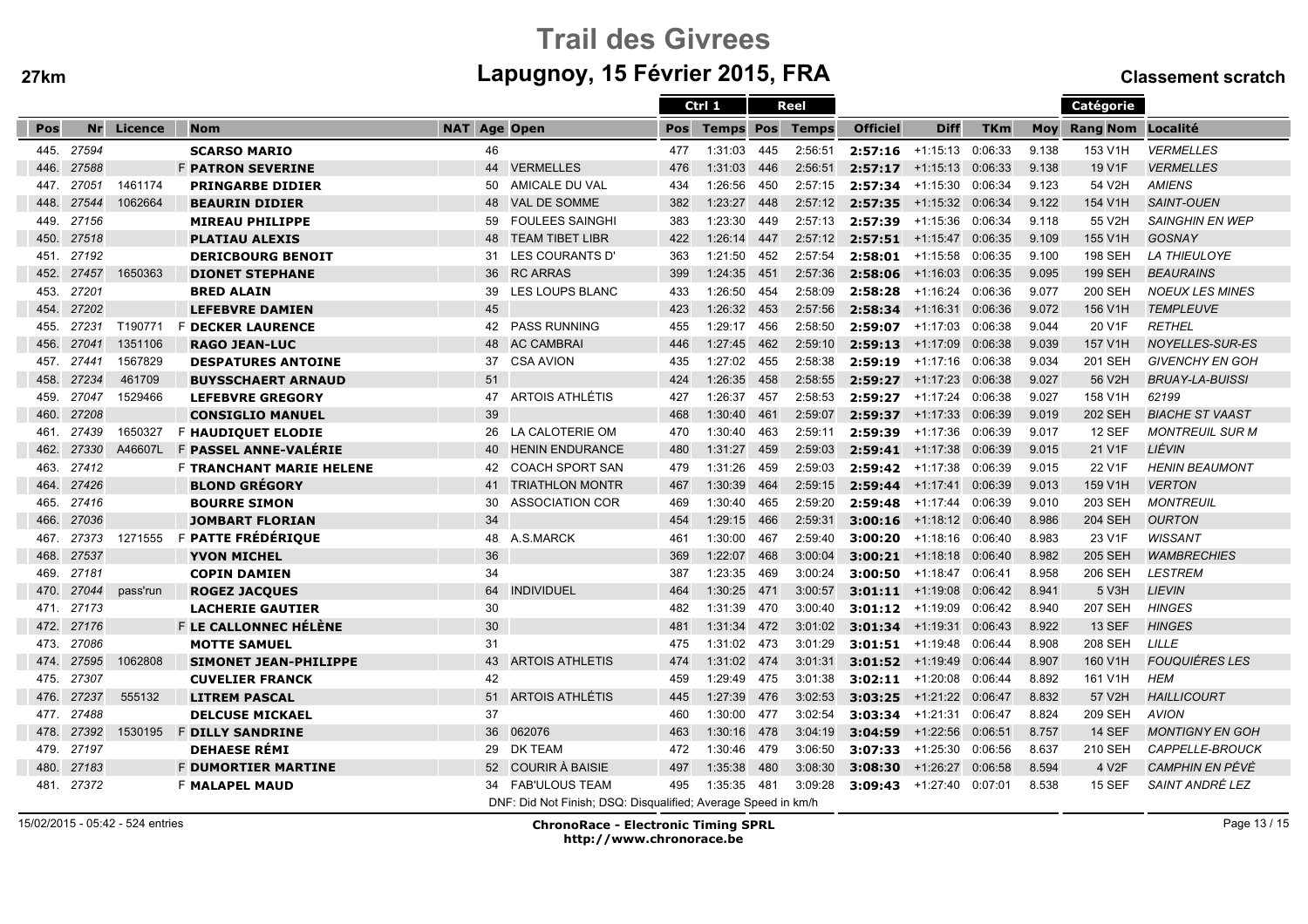# Trail des Givrees

## Lapugnoy, 15 Février 2015, FRA

**27km** — **Classement scratch**

| Pos | Nr | Licence | | Nom | NAT | Age | Open | Ctrl 1 Pos | Ctrl 1 Temps | Reel Pos | Reel Temps | Officiel | Diff | TKm | Moy | Catégorie Rang Nom | Localité |
|---|---|---|---|---|---|---|---|---|---|---|---|---|---|---|---|---|---|
| 445. | 27594 | | | **SCARSO MARIO** | | 46 | | 477 | 1:31:03 | 445 | 2:56:51 | **2:57:16** | +1:15:13 | 0:06:33 | 9.138 | 153 V1H | *VERMELLES* |
| 446. | 27588 | | F | **PATRON SEVERINE** | | 44 | VERMELLES | 476 | 1:31:03 | 446 | 2:56:51 | **2:57:17** | +1:15:13 | 0:06:33 | 9.138 | 19 V1F | *VERMELLES* |
| 447. | 27051 | 1461174 | | **PRINGARBE DIDIER** | | 50 | AMICALE DU VAL | 434 | 1:26:56 | 450 | 2:57:15 | **2:57:34** | +1:15:30 | 0:06:34 | 9.123 | 54 V2H | *AMIENS* |
| 448. | 27544 | 1062664 | | **BEAURIN DIDIER** | | 48 | VAL DE SOMME | 382 | 1:23:27 | 448 | 2:57:12 | **2:57:35** | +1:15:32 | 0:06:34 | 9.122 | 154 V1H | *SAINT-OUEN* |
| 449. | 27156 | | | **MIREAU PHILIPPE** | | 59 | FOULEES SAINGHI | 383 | 1:23:30 | 449 | 2:57:13 | **2:57:39** | +1:15:36 | 0:06:34 | 9.118 | 55 V2H | *SAINGHIN EN WEP* |
| 450. | 27518 | | | **PLATIAU ALEXIS** | | 48 | TEAM TIBET LIBR | 422 | 1:26:14 | 447 | 2:57:12 | **2:57:51** | +1:15:47 | 0:06:35 | 9.109 | 155 V1H | *GOSNAY* |
| 451. | 27192 | | | **DERICBOURG BENOIT** | | 31 | LES COURANTS D' | 363 | 1:21:50 | 452 | 2:57:54 | **2:58:01** | +1:15:58 | 0:06:35 | 9.100 | 198 SEH | *LA THIEULOYE* |
| 452. | 27457 | 1650363 | | **DIONET STEPHANE** | | 36 | RC ARRAS | 399 | 1:24:35 | 451 | 2:57:36 | **2:58:06** | +1:16:03 | 0:06:35 | 9.095 | 199 SEH | *BEAURAINS* |
| 453. | 27201 | | | **BRED ALAIN** | | 39 | LES LOUPS BLANC | 433 | 1:26:50 | 454 | 2:58:09 | **2:58:28** | +1:16:24 | 0:06:36 | 9.077 | 200 SEH | *NOEUX LES MINES* |
| 454. | 27202 | | | **LEFEBVRE DAMIEN** | | 45 | | 423 | 1:26:32 | 453 | 2:57:56 | **2:58:34** | +1:16:31 | 0:06:36 | 9.072 | 156 V1H | *TEMPLEUVE* |
| 455. | 27231 | T190771 | F | **DECKER LAURENCE** | | 42 | PASS RUNNING | 455 | 1:29:17 | 456 | 2:58:50 | **2:59:07** | +1:17:03 | 0:06:38 | 9.044 | 20 V1F | *RETHEL* |
| 456. | 27041 | 1351106 | | **RAGO JEAN-LUC** | | 48 | AC CAMBRAI | 446 | 1:27:45 | 462 | 2:59:10 | **2:59:13** | +1:17:09 | 0:06:38 | 9.039 | 157 V1H | *NOYELLES-SUR-ES* |
| 457. | 27441 | 1567829 | | **DESPATURES ANTOINE** | | 37 | CSA AVION | 435 | 1:27:02 | 455 | 2:58:38 | **2:59:19** | +1:17:16 | 0:06:38 | 9.034 | 201 SEH | *GIVENCHY EN GOH* |
| 458. | 27234 | 461709 | | **BUYSSCHAERT ARNAUD** | | 51 | | 424 | 1:26:35 | 458 | 2:58:55 | **2:59:27** | +1:17:23 | 0:06:38 | 9.027 | 56 V2H | *BRUAY-LA-BUISSI* |
| 459. | 27047 | 1529466 | | **LEFEBVRE GREGORY** | | 47 | ARTOIS ATHLÉTIS | 427 | 1:26:37 | 457 | 2:58:53 | **2:59:27** | +1:17:24 | 0:06:38 | 9.027 | 158 V1H | *62199* |
| 460. | 27208 | | | **CONSIGLIO MANUEL** | | 39 | | 468 | 1:30:40 | 461 | 2:59:07 | **2:59:37** | +1:17:33 | 0:06:39 | 9.019 | 202 SEH | *BIACHE ST VAAST* |
| 461. | 27439 | 1650327 | F | **HAUDIQUET ELODIE** | | 26 | LA CALOTERIE OM | 470 | 1:30:40 | 463 | 2:59:11 | **2:59:39** | +1:17:36 | 0:06:39 | 9.017 | 12 SEF | *MONTREUIL SUR M* |
| 462. | 27330 | A46607L | F | **PASSEL ANNE-VALÉRIE** | | 40 | HENIN ENDURANCE | 480 | 1:31:27 | 459 | 2:59:03 | **2:59:41** | +1:17:38 | 0:06:39 | 9.015 | 21 V1F | *LIÉVIN* |
| 463. | 27412 | | F | **TRANCHANT MARIE HELENE** | | 42 | COACH SPORT SAN | 479 | 1:31:26 | 459 | 2:59:03 | **2:59:42** | +1:17:38 | 0:06:39 | 9.015 | 22 V1F | *HENIN BEAUMONT* |
| 464. | 27426 | | | **BLOND GRÉGORY** | | 41 | TRIATHLON MONTR | 467 | 1:30:39 | 464 | 2:59:15 | **2:59:44** | +1:17:41 | 0:06:39 | 9.013 | 159 V1H | *VERTON* |
| 465. | 27416 | | | **BOURRE SIMON** | | 30 | ASSOCIATION COR | 469 | 1:30:40 | 465 | 2:59:20 | **2:59:48** | +1:17:44 | 0:06:39 | 9.010 | 203 SEH | *MONTREUIL* |
| 466. | 27036 | | | **JOMBART FLORIAN** | | 34 | | 454 | 1:29:15 | 466 | 2:59:31 | **3:00:16** | +1:18:12 | 0:06:40 | 8.986 | 204 SEH | *OURTON* |
| 467. | 27373 | 1271555 | F | **PATTE FRÉDÉRIQUE** | | 48 | A.S.MARCK | 461 | 1:30:00 | 467 | 2:59:40 | **3:00:20** | +1:18:16 | 0:06:40 | 8.983 | 23 V1F | *WISSANT* |
| 468. | 27537 | | | **YVON MICHEL** | | 36 | | 369 | 1:22:07 | 468 | 3:00:04 | **3:00:21** | +1:18:18 | 0:06:40 | 8.982 | 205 SEH | *WAMBRECHIES* |
| 469. | 27181 | | | **COPIN DAMIEN** | | 34 | | 387 | 1:23:35 | 469 | 3:00:24 | **3:00:50** | +1:18:47 | 0:06:41 | 8.958 | 206 SEH | *LESTREM* |
| 470. | 27044 | pass'run | | **ROGEZ JACQUES** | | 64 | INDIVIDUEL | 464 | 1:30:25 | 471 | 3:00:57 | **3:01:11** | +1:19:08 | 0:06:42 | 8.941 | 5 V3H | *LIEVIN* |
| 471. | 27173 | | | **LACHERIE GAUTIER** | | 30 | | 482 | 1:31:39 | 470 | 3:00:40 | **3:01:12** | +1:19:09 | 0:06:42 | 8.940 | 207 SEH | *HINGES* |
| 472. | 27176 | | F | **LE CALLONNEC HÉLÈNE** | | 30 | | 481 | 1:31:34 | 472 | 3:01:02 | **3:01:34** | +1:19:31 | 0:06:43 | 8.922 | 13 SEF | *HINGES* |
| 473. | 27086 | | | **MOTTE SAMUEL** | | 31 | | 475 | 1:31:02 | 473 | 3:01:29 | **3:01:51** | +1:19:48 | 0:06:44 | 8.908 | 208 SEH | *LILLE* |
| 474. | 27595 | 1062808 | | **SIMONET JEAN-PHILIPPE** | | 43 | ARTOIS ATHLETIS | 474 | 1:31:02 | 474 | 3:01:31 | **3:01:52** | +1:19:49 | 0:06:44 | 8.907 | 160 V1H | *FOUQUIÉRES LES* |
| 475. | 27307 | | | **CUVELIER FRANCK** | | 42 | | 459 | 1:29:49 | 475 | 3:01:38 | **3:02:11** | +1:20:08 | 0:06:44 | 8.892 | 161 V1H | *HEM* |
| 476. | 27237 | 555132 | | **LITREM PASCAL** | | 51 | ARTOIS ATHLÉTIS | 445 | 1:27:39 | 476 | 3:02:53 | **3:03:25** | +1:21:22 | 0:06:47 | 8.832 | 57 V2H | *HAILLICOURT* |
| 477. | 27488 | | | **DELCUSE MICKAEL** | | 37 | | 460 | 1:30:00 | 477 | 3:02:54 | **3:03:34** | +1:21:31 | 0:06:47 | 8.824 | 209 SEH | *AVION* |
| 478. | 27392 | 1530195 | F | **DILLY SANDRINE** | | 36 | 062076 | 463 | 1:30:16 | 478 | 3:04:19 | **3:04:59** | +1:22:56 | 0:06:51 | 8.757 | 14 SEF | *MONTIGNY EN GOH* |
| 479. | 27197 | | | **DEHAESE RÉMI** | | 29 | DK TEAM | 472 | 1:30:46 | 479 | 3:06:50 | **3:07:33** | +1:25:30 | 0:06:56 | 8.637 | 210 SEH | *CAPPELLE-BROUCK* |
| 480. | 27183 | | F | **DUMORTIER MARTINE** | | 52 | COURIR À BAISIE | 497 | 1:35:38 | 480 | 3:08:30 | **3:08:30** | +1:26:27 | 0:06:58 | 8.594 | 4 V2F | *CAMPHIN EN PÉVÈ* |
| 481. | 27372 | | F | **MALAPEL MAUD** | | 34 | FAB'ULOUS TEAM | 495 | 1:35:35 | 481 | 3:09:28 | **3:09:43** | +1:27:40 | 0:07:01 | 8.538 | 15 SEF | *SAINT ANDRÉ LEZ* |

DNF: Did Not Finish; DSQ: Disqualified; Average Speed in km/h

15/02/2015 - 05:42 - 524 entries

**ChronoRace - Electronic Timing SPRL**
**http://www.chronorace.be**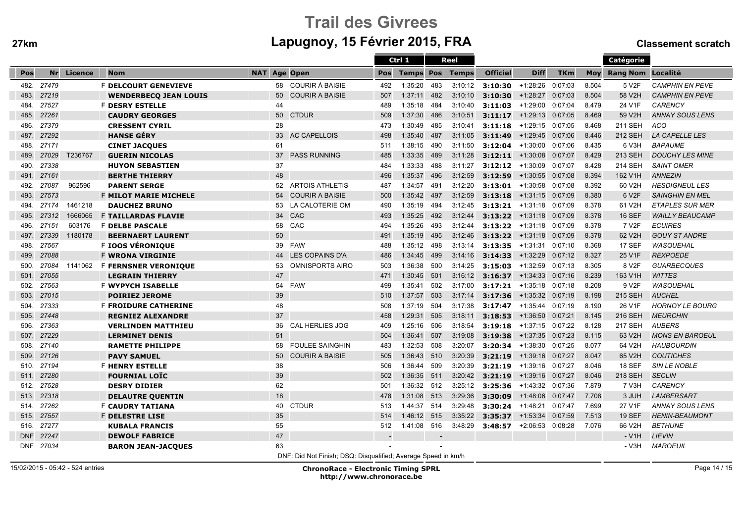# Trail des Givrees

## Lapugnoy, 15 Février 2015, FRA

**27km** — **Classement scratch**

| Pos | Nr | Licence | Nom | NAT | Age | Open | Ctrl 1 Pos | Ctrl 1 Temps | Reel Pos | Reel Temps | Officiel | Diff | TKm | Moy | Catégorie Rang Nom | Localité |
|---|---|---|---|---|---|---|---|---|---|---|---|---|---|---|---|---|
| 482. | 27479 | | F **DELCOURT GENEVIEVE** | | 58 | COURIR À BAISIE | 492 | 1:35:20 | 483 | 3:10:12 | **3:10:30** | +1:28:26 | 0:07:03 | 8.504 | 5 V2F | CAMPHIN EN PEVE |
| 483. | 27219 | | **WENDERBECQ JEAN LOUIS** | | 50 | COURIR A BAISIE | 507 | 1:37:11 | 482 | 3:10:10 | **3:10:30** | +1:28:27 | 0:07:03 | 8.504 | 58 V2H | CAMPHIN EN PEVE |
| 484. | 27527 | | F **DESRY ESTELLE** | | 44 | | 489 | 1:35:18 | 484 | 3:10:40 | **3:11:03** | +1:29:00 | 0:07:04 | 8.479 | 24 V1F | CARENCY |
| 485. | 27261 | | **CAUDRY GEORGES** | | 50 | CTDUR | 509 | 1:37:30 | 486 | 3:10:51 | **3:11:17** | +1:29:13 | 0:07:05 | 8.469 | 59 V2H | ANNAY SOUS LENS |
| 486. | 27379 | | **CRESSENT CYRIL** | | 28 | | 473 | 1:30:49 | 485 | 3:10:41 | **3:11:18** | +1:29:15 | 0:07:05 | 8.468 | 211 SEH | ACQ |
| 487. | 27292 | | **HANSE GÉRY** | | 33 | AC CAPELLOIS | 498 | 1:35:40 | 487 | 3:11:05 | **3:11:49** | +1:29:45 | 0:07:06 | 8.446 | 212 SEH | LA CAPELLE LES |
| 488. | 27171 | | **CINET JACQUES** | | 61 | | 511 | 1:38:15 | 490 | 3:11:50 | **3:12:04** | +1:30:00 | 0:07:06 | 8.435 | 6 V3H | BAPAUME |
| 489. | 27029 | T236767 | **GUERIN NICOLAS** | | 37 | PASS RUNNING | 485 | 1:33:35 | 489 | 3:11:28 | **3:12:11** | +1:30:08 | 0:07:07 | 8.429 | 213 SEH | DOUCHY LES MINE |
| 490. | 27338 | | **HUYON SEBASTIEN** | | 37 | | 484 | 1:33:33 | 488 | 3:11:27 | **3:12:12** | +1:30:09 | 0:07:07 | 8.428 | 214 SEH | SAINT OMER |
| 491. | 27161 | | **BERTHE THIERRY** | | 48 | | 496 | 1:35:37 | 496 | 3:12:59 | **3:12:59** | +1:30:55 | 0:07:08 | 8.394 | 162 V1H | ANNEZIN |
| 492. | 27087 | 962596 | **PARENT SERGE** | | 52 | ARTOIS ATHLETIS | 487 | 1:34:57 | 491 | 3:12:20 | **3:13:01** | +1:30:58 | 0:07:08 | 8.392 | 60 V2H | HESDIGNEUL LES |
| 493. | 27573 | | F **MILOT MARIE MICHELE** | | 54 | COURIR A BAISIE | 500 | 1:35:42 | 497 | 3:12:59 | **3:13:18** | +1:31:15 | 0:07:09 | 8.380 | 6 V2F | SAINGHIN EN MEL |
| 494. | 27174 | 1461218 | **DAUCHEZ BRUNO** | | 53 | LA CALOTERIE OM | 490 | 1:35:19 | 494 | 3:12:45 | **3:13:21** | +1:31:18 | 0:07:09 | 8.378 | 61 V2H | ETAPLES SUR MER |
| 495. | 27312 | 1666065 | F **TAILLARDAS FLAVIE** | | 34 | CAC | 493 | 1:35:25 | 492 | 3:12:44 | **3:13:22** | +1:31:18 | 0:07:09 | 8.378 | 16 SEF | WAILLY BEAUCAMP |
| 496. | 27151 | 603176 | F **DELBE PASCALE** | | 58 | CAC | 494 | 1:35:26 | 493 | 3:12:44 | **3:13:22** | +1:31:18 | 0:07:09 | 8.378 | 7 V2F | ECUIRES |
| 497. | 27339 | 1180178 | **BEERNAERT LAURENT** | | 50 | | 491 | 1:35:19 | 495 | 3:12:46 | **3:13:22** | +1:31:18 | 0:07:09 | 8.378 | 62 V2H | GOUY ST ANDRE |
| 498. | 27567 | | F **IOOS VÉRONIQUE** | | 39 | FAW | 488 | 1:35:12 | 498 | 3:13:14 | **3:13:35** | +1:31:31 | 0:07:10 | 8.368 | 17 SEF | WASQUEHAL |
| 499. | 27088 | | F **WRONA VIRGINIE** | | 44 | LES COPAINS D'A | 486 | 1:34:45 | 499 | 3:14:16 | **3:14:33** | +1:32:29 | 0:07:12 | 8.327 | 25 V1F | REXPOEDE |
| 500. | 27084 | 1141062 | F **FERNSNER VERONIQUE** | | 53 | OMNISPORTS AIRO | 503 | 1:36:38 | 500 | 3:14:25 | **3:15:03** | +1:32:59 | 0:07:13 | 8.305 | 8 V2F | GUARBECQUES |
| 501. | 27055 | | **LEGRAIN THIERRY** | | 47 | | 471 | 1:30:45 | 501 | 3:16:12 | **3:16:37** | +1:34:33 | 0:07:16 | 8.239 | 163 V1H | WITTES |
| 502. | 27563 | | F **WYPYCH ISABELLE** | | 54 | FAW | 499 | 1:35:41 | 502 | 3:17:00 | **3:17:21** | +1:35:18 | 0:07:18 | 8.208 | 9 V2F | WASQUEHAL |
| 503. | 27015 | | **POIRIEZ JEROME** | | 39 | | 510 | 1:37:57 | 503 | 3:17:14 | **3:17:36** | +1:35:32 | 0:07:19 | 8.198 | 215 SEH | AUCHEL |
| 504. | 27333 | | F **FROIDURE CATHERINE** | | 48 | | 508 | 1:37:19 | 504 | 3:17:38 | **3:17:47** | +1:35:44 | 0:07:19 | 8.190 | 26 V1F | HORNOY LE BOURG |
| 505. | 27448 | | **REGNIEZ ALEXANDRE** | | 37 | | 458 | 1:29:31 | 505 | 3:18:11 | **3:18:53** | +1:36:50 | 0:07:21 | 8.145 | 216 SEH | MEURCHIN |
| 506. | 27363 | | **VERLINDEN MATTHIEU** | | 36 | CAL HERLIES JOG | 409 | 1:25:16 | 506 | 3:18:54 | **3:19:18** | +1:37:15 | 0:07:22 | 8.128 | 217 SEH | AUBERS |
| 507. | 27229 | | **LERMINET DENIS** | | 51 | | 504 | 1:36:41 | 507 | 3:19:08 | **3:19:38** | +1:37:35 | 0:07:23 | 8.115 | 63 V2H | MONS EN BAROEUL |
| 508. | 27140 | | **RAMETTE PHILIPPE** | | 58 | FOULEE SAINGHIN | 483 | 1:32:53 | 508 | 3:20:07 | **3:20:34** | +1:38:30 | 0:07:25 | 8.077 | 64 V2H | HAUBOURDIN |
| 509. | 27126 | | **PAVY SAMUEL** | | 50 | COURIR A BAISIE | 505 | 1:36:43 | 510 | 3:20:39 | **3:21:19** | +1:39:16 | 0:07:27 | 8.047 | 65 V2H | COUTICHES |
| 510. | 27194 | | F **HENRY ESTELLE** | | 38 | | 506 | 1:36:44 | 509 | 3:20:39 | **3:21:19** | +1:39:16 | 0:07:27 | 8.046 | 18 SEF | SIN LE NOBLE |
| 511. | 27280 | | **FOURNIAL LOÏC** | | 39 | | 502 | 1:36:35 | 511 | 3:20:42 | **3:21:19** | +1:39:16 | 0:07:27 | 8.046 | 218 SEH | SECLIN |
| 512. | 27528 | | **DESRY DIDIER** | | 62 | | 501 | 1:36:32 | 512 | 3:25:12 | **3:25:36** | +1:43:32 | 0:07:36 | 7.879 | 7 V3H | CARENCY |
| 513. | 27318 | | **DELAUTRE QUENTIN** | | 18 | | 478 | 1:31:08 | 513 | 3:29:36 | **3:30:09** | +1:48:06 | 0:07:47 | 7.708 | 3 JUH | LAMBERSART |
| 514. | 27262 | | F **CAUDRY TATIANA** | | 40 | CTDUR | 513 | 1:44:37 | 514 | 3:29:48 | **3:30:24** | +1:48:21 | 0:07:47 | 7.699 | 27 V1F | ANNAY SOUS LENS |
| 515. | 27557 | | F **DELESTRE LISE** | | 35 | | 514 | 1:46:12 | 515 | 3:35:22 | **3:35:37** | +1:53:34 | 0:07:59 | 7.513 | 19 SEF | HENIN-BEAUMONT |
| 516. | 27277 | | **KUBALA FRANCIS** | | 55 | | 512 | 1:41:08 | 516 | 3:48:29 | **3:48:57** | +2:06:53 | 0:08:28 | 7.076 | 66 V2H | BETHUNE |
| DNF | 27247 | | **DEWOLF FABRICE** | | 47 | | - | | - | | | | | | - V1H | LIEVIN |
| DNF | 27034 | | **BARON JEAN-JACQUES** | | 63 | | - | | - | | | | | | - V3H | MAROEUIL |

DNF: Did Not Finish; DSQ: Disqualified; Average Speed in km/h

15/02/2015 - 05:42 - 524 entries

**ChronoRace - Electronic Timing SPRL**
**http://www.chronorace.be**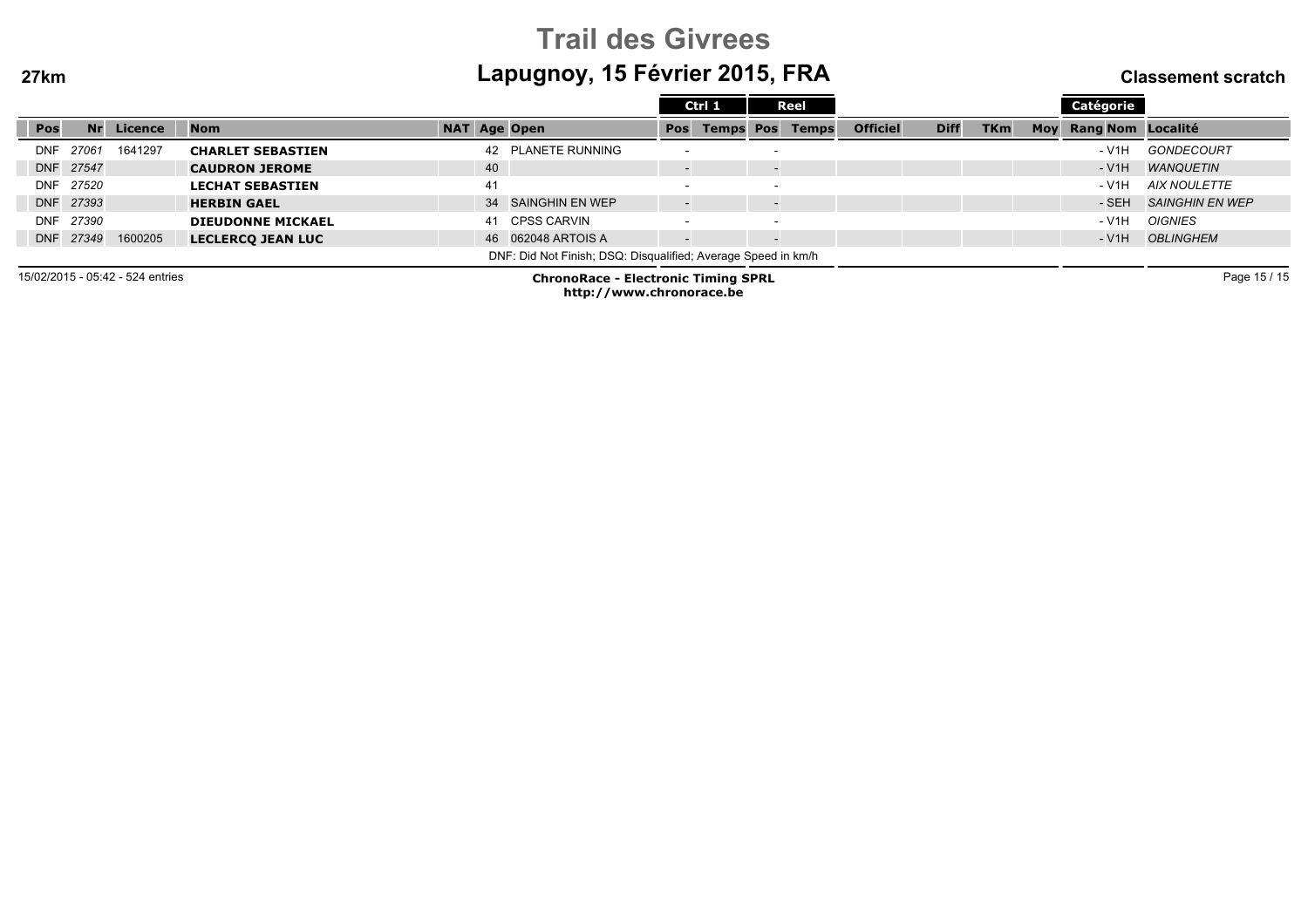# Trail des Givrees

## Lapugnoy, 15 Février 2015, FRA

**27km** — **Classement scratch**

| | | | | | | | Ctrl 1 | | Reel | | | | | | Catégorie | | |
|---|---|---|---|---|---|---|---|---|---|---|---|---|---|---|---|---|---|
| Pos | Nr | Licence | Nom | NAT | Age | Open | Pos | Temps | Pos | Temps | Officiel | Diff | TKm | Moy | Rang | Nom | Localité |
| DNF | 27061 | 1641297 | **CHARLET SEBASTIEN** | | 42 | PLANETE RUNNING | - | | - | | | | | | - | V1H | GONDECOURT |
| DNF | 27547 | | **CAUDRON JEROME** | | 40 | | - | | - | | | | | | - | V1H | WANQUETIN |
| DNF | 27520 | | **LECHAT SEBASTIEN** | | 41 | | - | | - | | | | | | - | V1H | AIX NOULETTE |
| DNF | 27393 | | **HERBIN GAEL** | | 34 | SAINGHIN EN WEP | - | | - | | | | | | - | SEH | SAINGHIN EN WEP |
| DNF | 27390 | | **DIEUDONNE MICKAEL** | | 41 | CPSS CARVIN | - | | - | | | | | | - | V1H | OIGNIES |
| DNF | 27349 | 1600205 | **LECLERCQ JEAN LUC** | | 46 | 062048 ARTOIS A | - | | - | | | | | | - | V1H | OBLINGHEM |

DNF: Did Not Finish; DSQ: Disqualified; Average Speed in km/h

15/02/2015 - 05:42 - 524 entries

**ChronoRace - Electronic Timing SPRL**
**http://www.chronorace.be**